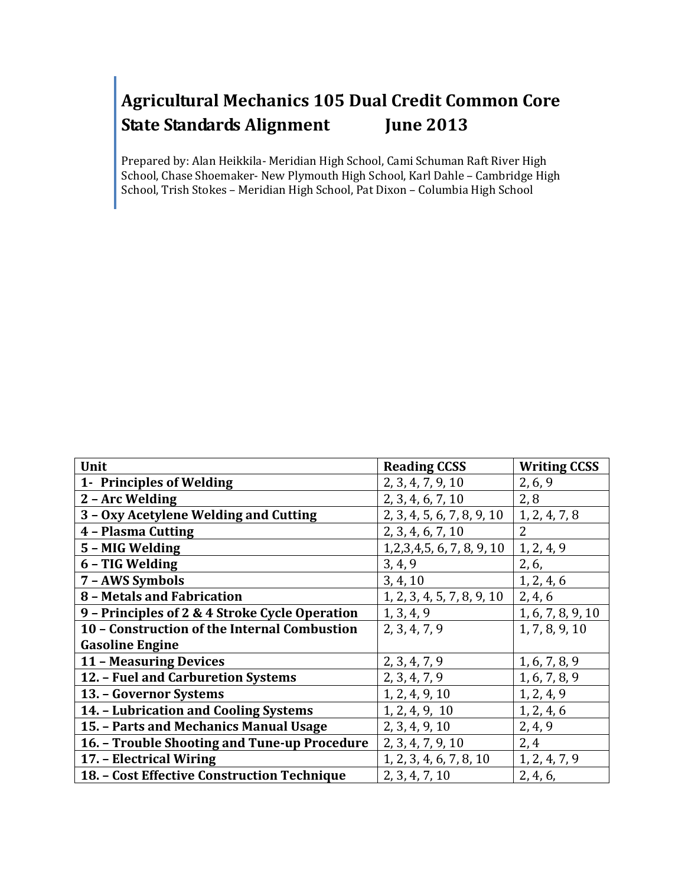# Agricultural Mechanics 105 Dual Credit Common Core State Standards Alignment June 2013

Prepared by: Alan Heikkila- Meridian High School, Cami Schuman Raft River High School, Chase Shoemaker- New Plymouth High School, Karl Dahle – Cambridge High School, Trish Stokes – Meridian High School, Pat Dixon – Columbia High School

| Unit | Reading CCSS | Writing CCSS |
|---|---|---|
| **1- Principles of Welding** | 2, 3, 4, 7, 9, 10 | 2, 6, 9 |
| **2 – Arc Welding** | 2, 3, 4, 6, 7, 10 | 2, 8 |
| **3 – Oxy Acetylene Welding and Cutting** | 2, 3, 4, 5, 6, 7, 8, 9, 10 | 1, 2, 4, 7, 8 |
| **4 – Plasma Cutting** | 2, 3, 4, 6, 7, 10 | 2 |
| **5 – MIG Welding** | 1,2,3,4,5, 6, 7, 8, 9, 10 | 1, 2, 4, 9 |
| **6 – TIG Welding** | 3, 4, 9 | 2, 6, |
| **7 – AWS Symbols** | 3, 4, 10 | 1, 2, 4, 6 |
| **8 – Metals and Fabrication** | 1, 2, 3, 4, 5, 7, 8, 9, 10 | 2, 4, 6 |
| **9 – Principles of 2 & 4 Stroke Cycle Operation** | 1, 3, 4, 9 | 1, 6, 7, 8, 9, 10 |
| **10 – Construction of the Internal Combustion Gasoline Engine** | 2, 3, 4, 7, 9 | 1, 7, 8, 9, 10 |
| **11 – Measuring Devices** | 2, 3, 4, 7, 9 | 1, 6, 7, 8, 9 |
| **12. – Fuel and Carburetion Systems** | 2, 3, 4, 7, 9 | 1, 6, 7, 8, 9 |
| **13. – Governor Systems** | 1, 2, 4, 9, 10 | 1, 2, 4, 9 |
| **14. – Lubrication and Cooling Systems** | 1, 2, 4, 9, 10 | 1, 2, 4, 6 |
| **15. – Parts and Mechanics Manual Usage** | 2, 3, 4, 9, 10 | 2, 4, 9 |
| **16. – Trouble Shooting and Tune-up Procedure** | 2, 3, 4, 7, 9, 10 | 2, 4 |
| **17. – Electrical Wiring** | 1, 2, 3, 4, 6, 7, 8, 10 | 1, 2, 4, 7, 9 |
| **18. – Cost Effective Construction Technique** | 2, 3, 4, 7, 10 | 2, 4, 6, |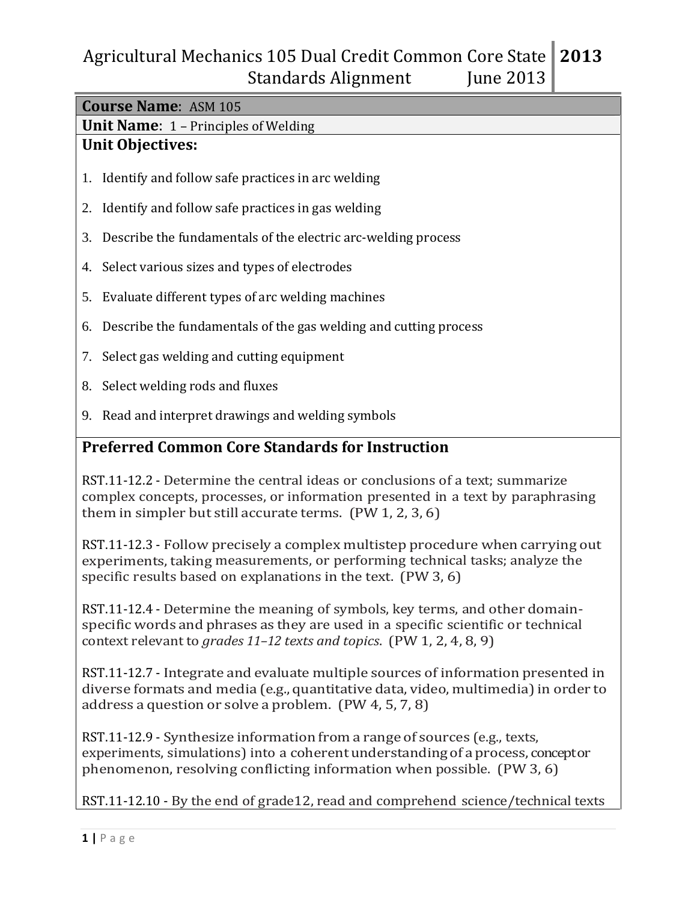# Agricultural Mechanics 105 Dual Credit Common Core State Standards Alignment June 2013

**Course Name**: ASM 105

**Unit Name**: 1 – Principles of Welding

## Unit Objectives:

1. Identify and follow safe practices in arc welding
2. Identify and follow safe practices in gas welding
3. Describe the fundamentals of the electric arc-welding process
4. Select various sizes and types of electrodes
5. Evaluate different types of arc welding machines
6. Describe the fundamentals of the gas welding and cutting process
7. Select gas welding and cutting equipment
8. Select welding rods and fluxes
9. Read and interpret drawings and welding symbols

## Preferred Common Core Standards for Instruction

RST.11-12.2 - Determine the central ideas or conclusions of a text; summarize complex concepts, processes, or information presented in a text by paraphrasing them in simpler but still accurate terms. (PW 1, 2, 3, 6)

RST.11-12.3 - Follow precisely a complex multistep procedure when carrying out experiments, taking measurements, or performing technical tasks; analyze the specific results based on explanations in the text. (PW 3, 6)

RST.11-12.4 - Determine the meaning of symbols, key terms, and other domain-specific words and phrases as they are used in a specific scientific or technical context relevant to *grades 11–12 texts and topics*. (PW 1, 2, 4, 8, 9)

RST.11-12.7 - Integrate and evaluate multiple sources of information presented in diverse formats and media (e.g., quantitative data, video, multimedia) in order to address a question or solve a problem. (PW 4, 5, 7, 8)

RST.11-12.9 - Synthesize information from a range of sources (e.g., texts, experiments, simulations) into a coherent understanding of a process, concept or phenomenon, resolving conflicting information when possible. (PW 3, 6)

RST.11-12.10 - By the end of grade12, read and comprehend science/technical texts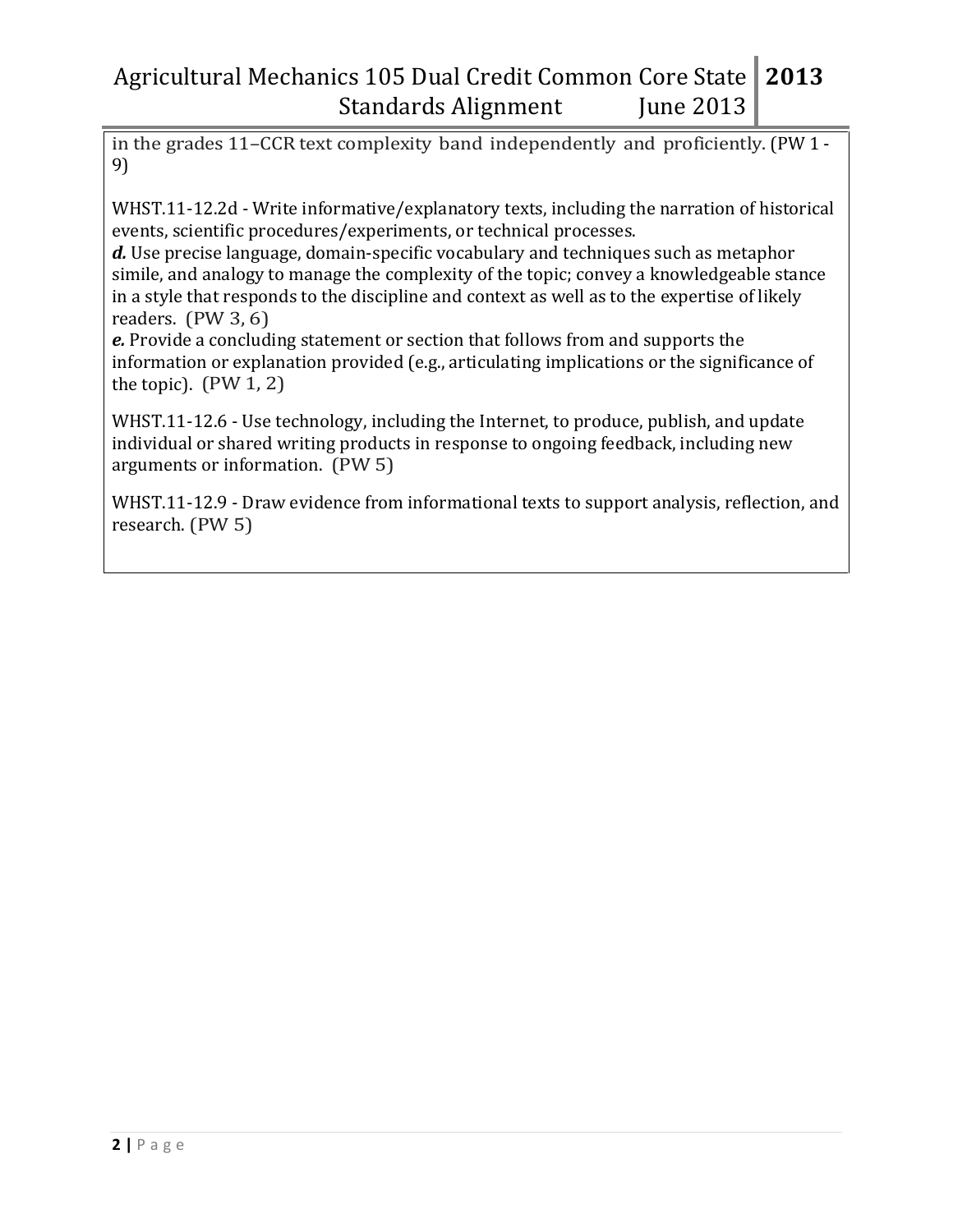in the grades 11–CCR text complexity band independently and proficiently. (PW 1 - 9)

WHST.11-12.2d - Write informative/explanatory texts, including the narration of historical events, scientific procedures/experiments, or technical processes.

***d.*** Use precise language, domain-specific vocabulary and techniques such as metaphor simile, and analogy to manage the complexity of the topic; convey a knowledgeable stance in a style that responds to the discipline and context as well as to the expertise of likely readers. (PW 3, 6)

***e.*** Provide a concluding statement or section that follows from and supports the information or explanation provided (e.g., articulating implications or the significance of the topic). (PW 1, 2)

WHST.11-12.6 - Use technology, including the Internet, to produce, publish, and update individual or shared writing products in response to ongoing feedback, including new arguments or information. (PW 5)

WHST.11-12.9 - Draw evidence from informational texts to support analysis, reflection, and research. (PW 5)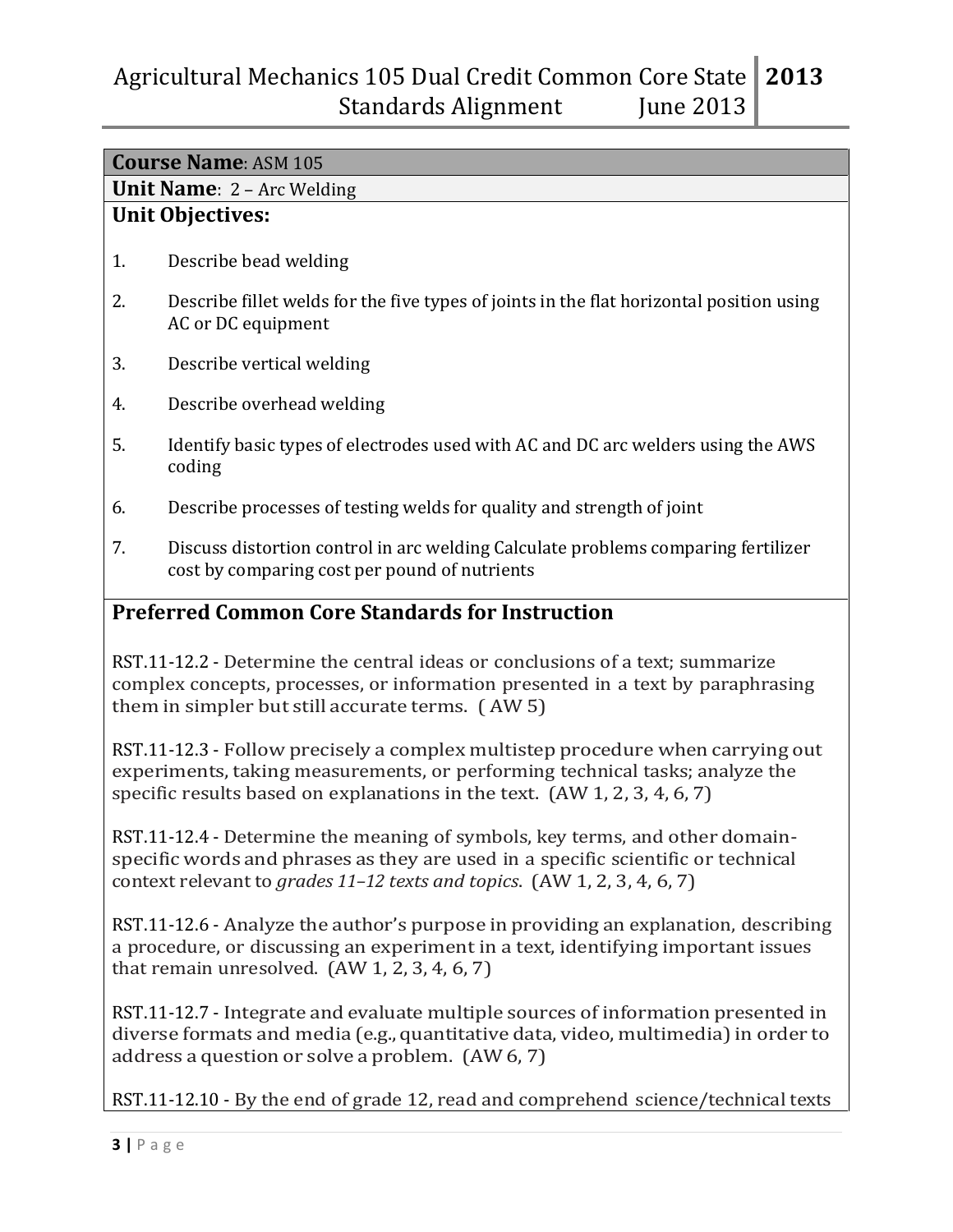**Course Name**: ASM 105

**Unit Name**: 2 – Arc Welding

**Unit Objectives:**

1. Describe bead welding
2. Describe fillet welds for the five types of joints in the flat horizontal position using AC or DC equipment
3. Describe vertical welding
4. Describe overhead welding
5. Identify basic types of electrodes used with AC and DC arc welders using the AWS coding
6. Describe processes of testing welds for quality and strength of joint
7. Discuss distortion control in arc welding Calculate problems comparing fertilizer cost by comparing cost per pound of nutrients

## Preferred Common Core Standards for Instruction

RST.11-12.2 - Determine the central ideas or conclusions of a text; summarize complex concepts, processes, or information presented in a text by paraphrasing them in simpler but still accurate terms. ( AW 5)

RST.11-12.3 - Follow precisely a complex multistep procedure when carrying out experiments, taking measurements, or performing technical tasks; analyze the specific results based on explanations in the text. (AW 1, 2, 3, 4, 6, 7)

RST.11-12.4 - Determine the meaning of symbols, key terms, and other domain-specific words and phrases as they are used in a specific scientific or technical context relevant to *grades 11–12 texts and topics*. (AW 1, 2, 3, 4, 6, 7)

RST.11-12.6 - Analyze the author's purpose in providing an explanation, describing a procedure, or discussing an experiment in a text, identifying important issues that remain unresolved. (AW 1, 2, 3, 4, 6, 7)

RST.11-12.7 - Integrate and evaluate multiple sources of information presented in diverse formats and media (e.g., quantitative data, video, multimedia) in order to address a question or solve a problem. (AW 6, 7)

RST.11-12.10 - By the end of grade 12, read and comprehend science/technical texts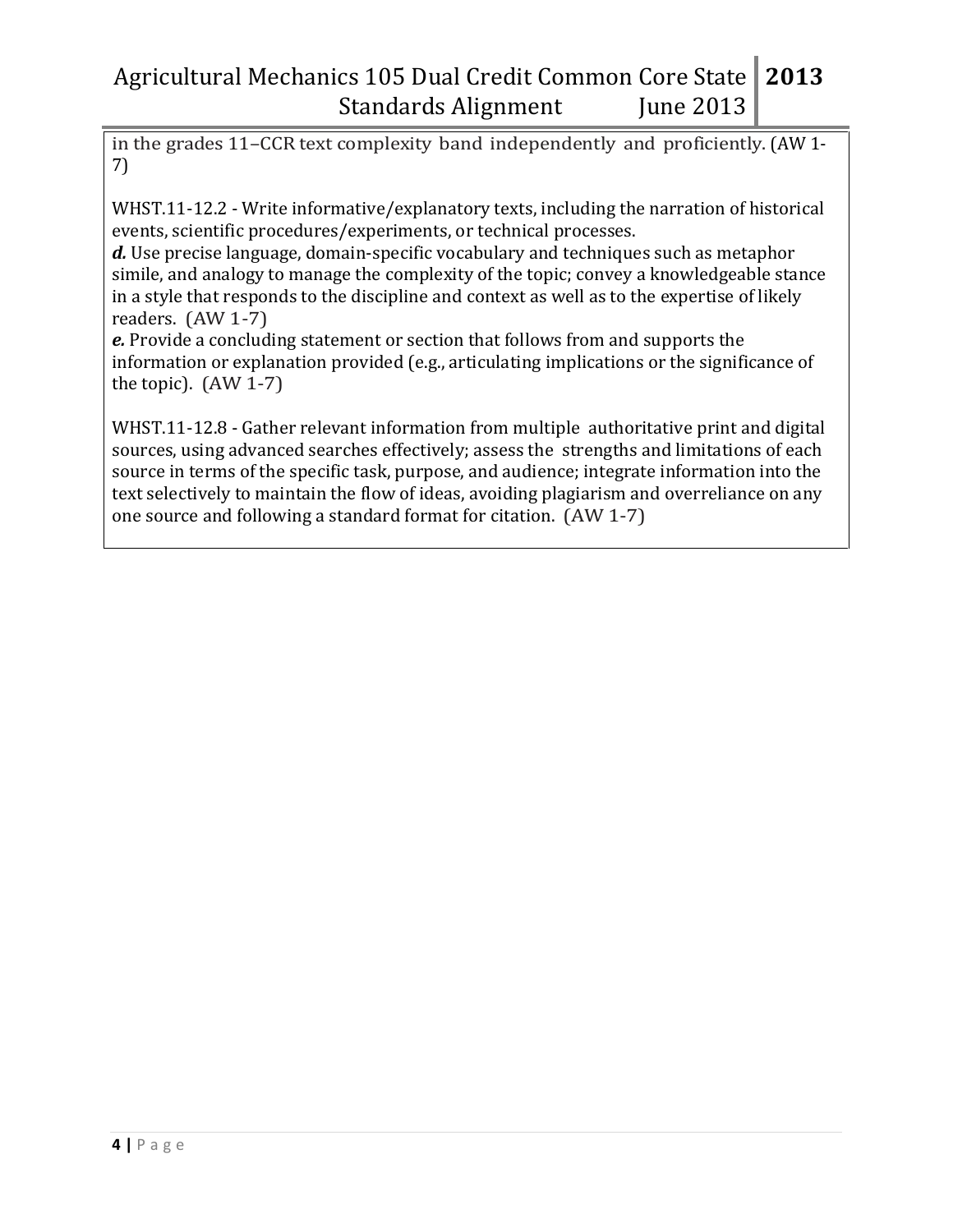in the grades 11–CCR text complexity band independently and proficiently. (AW 1-7)

WHST.11-12.2 - Write informative/explanatory texts, including the narration of historical events, scientific procedures/experiments, or technical processes.
***d.*** Use precise language, domain-specific vocabulary and techniques such as metaphor simile, and analogy to manage the complexity of the topic; convey a knowledgeable stance in a style that responds to the discipline and context as well as to the expertise of likely readers. (AW 1-7)
***e.*** Provide a concluding statement or section that follows from and supports the information or explanation provided (e.g., articulating implications or the significance of the topic). (AW 1-7)

WHST.11-12.8 - Gather relevant information from multiple authoritative print and digital sources, using advanced searches effectively; assess the strengths and limitations of each source in terms of the specific task, purpose, and audience; integrate information into the text selectively to maintain the flow of ideas, avoiding plagiarism and overreliance on any one source and following a standard format for citation. (AW 1-7)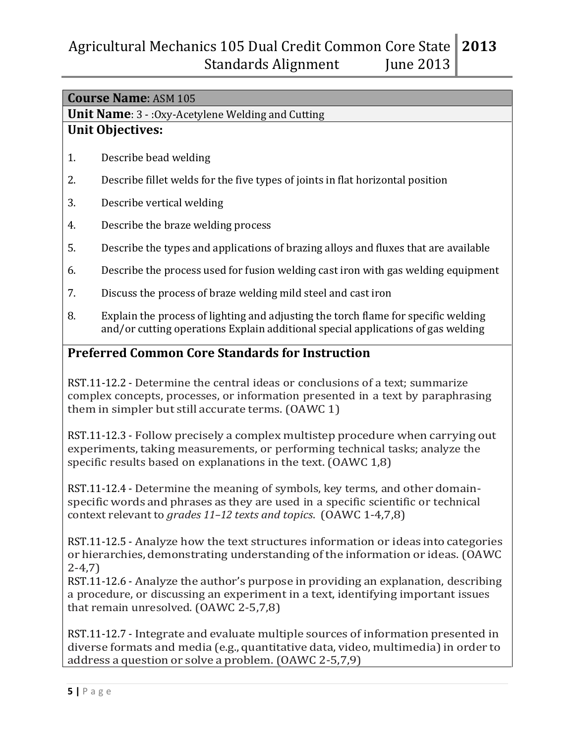**Course Name**: ASM 105

**Unit Name**: 3 - :Oxy-Acetylene Welding and Cutting

## Unit Objectives:

1. Describe bead welding
2. Describe fillet welds for the five types of joints in flat horizontal position
3. Describe vertical welding
4. Describe the braze welding process
5. Describe the types and applications of brazing alloys and fluxes that are available
6. Describe the process used for fusion welding cast iron with gas welding equipment
7. Discuss the process of braze welding mild steel and cast iron
8. Explain the process of lighting and adjusting the torch flame for specific welding and/or cutting operations Explain additional special applications of gas welding

## Preferred Common Core Standards for Instruction

RST.11-12.2 - Determine the central ideas or conclusions of a text; summarize complex concepts, processes, or information presented in a text by paraphrasing them in simpler but still accurate terms. (OAWC 1)

RST.11-12.3 - Follow precisely a complex multistep procedure when carrying out experiments, taking measurements, or performing technical tasks; analyze the specific results based on explanations in the text. (OAWC 1,8)

RST.11-12.4 - Determine the meaning of symbols, key terms, and other domain-specific words and phrases as they are used in a specific scientific or technical context relevant to *grades 11–12 texts and topics*. (OAWC 1-4,7,8)

RST.11-12.5 - Analyze how the text structures information or ideas into categories or hierarchies, demonstrating understanding of the information or ideas. (OAWC 2-4,7)

RST.11-12.6 - Analyze the author's purpose in providing an explanation, describing a procedure, or discussing an experiment in a text, identifying important issues that remain unresolved. (OAWC 2-5,7,8)

RST.11-12.7 - Integrate and evaluate multiple sources of information presented in diverse formats and media (e.g., quantitative data, video, multimedia) in order to address a question or solve a problem. (OAWC 2-5,7,9)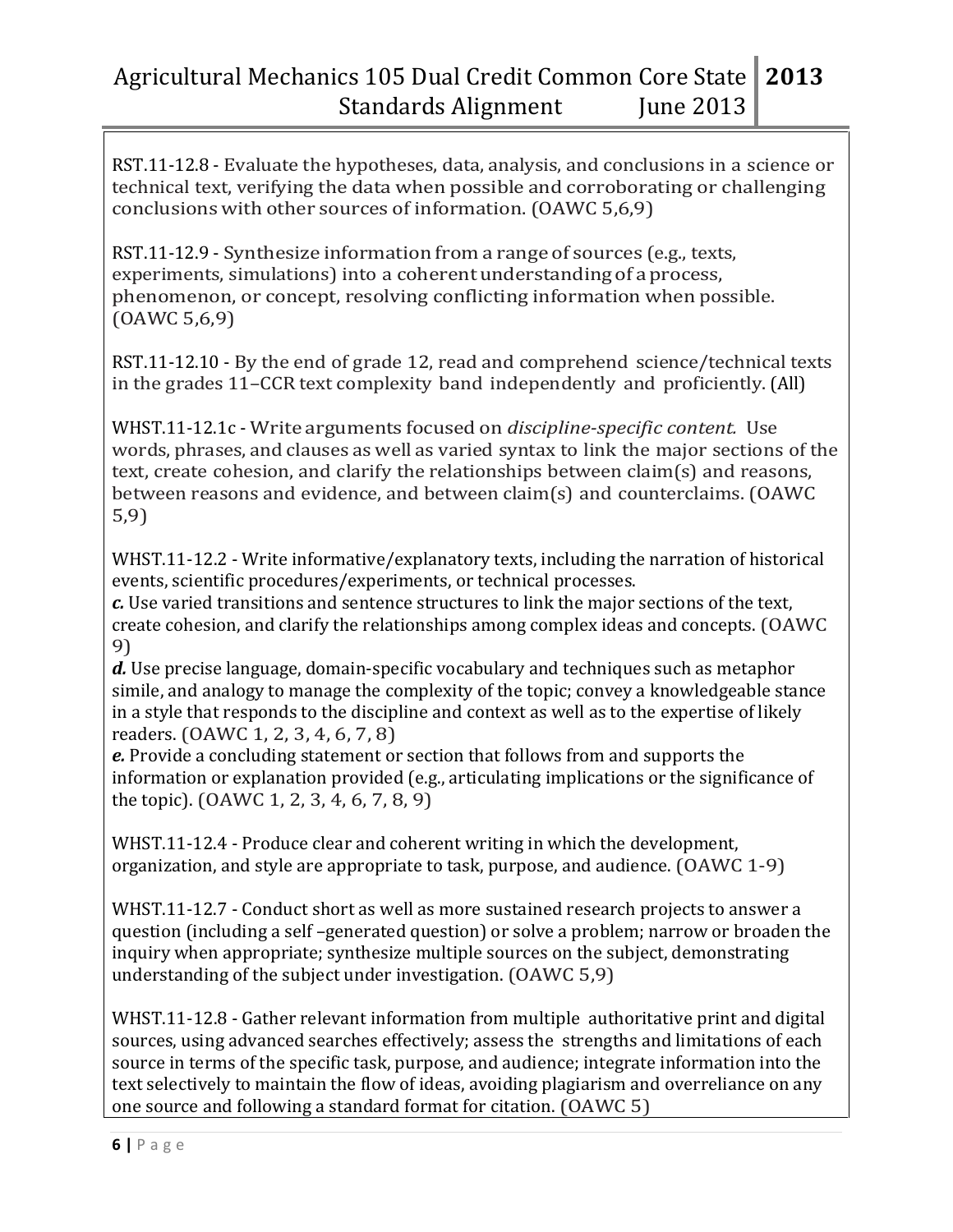RST.11-12.8 - Evaluate the hypotheses, data, analysis, and conclusions in a science or technical text, verifying the data when possible and corroborating or challenging conclusions with other sources of information. (OAWC 5,6,9)

RST.11-12.9 - Synthesize information from a range of sources (e.g., texts, experiments, simulations) into a coherent understanding of a process, phenomenon, or concept, resolving conflicting information when possible. (OAWC 5,6,9)

RST.11-12.10 - By the end of grade 12, read and comprehend science/technical texts in the grades 11–CCR text complexity band independently and proficiently. (All)

WHST.11-12.1c - Write arguments focused on *discipline-specific content.* Use words, phrases, and clauses as well as varied syntax to link the major sections of the text, create cohesion, and clarify the relationships between claim(s) and reasons, between reasons and evidence, and between claim(s) and counterclaims. (OAWC 5,9)

WHST.11-12.2 - Write informative/explanatory texts, including the narration of historical events, scientific procedures/experiments, or technical processes.
***c.*** Use varied transitions and sentence structures to link the major sections of the text, create cohesion, and clarify the relationships among complex ideas and concepts. (OAWC 9)
***d.*** Use precise language, domain-specific vocabulary and techniques such as metaphor simile, and analogy to manage the complexity of the topic; convey a knowledgeable stance in a style that responds to the discipline and context as well as to the expertise of likely readers. (OAWC 1, 2, 3, 4, 6, 7, 8)
***e.*** Provide a concluding statement or section that follows from and supports the information or explanation provided (e.g., articulating implications or the significance of the topic). (OAWC 1, 2, 3, 4, 6, 7, 8, 9)

WHST.11-12.4 - Produce clear and coherent writing in which the development, organization, and style are appropriate to task, purpose, and audience. (OAWC 1-9)

WHST.11-12.7 - Conduct short as well as more sustained research projects to answer a question (including a self –generated question) or solve a problem; narrow or broaden the inquiry when appropriate; synthesize multiple sources on the subject, demonstrating understanding of the subject under investigation. (OAWC 5,9)

WHST.11-12.8 - Gather relevant information from multiple authoritative print and digital sources, using advanced searches effectively; assess the strengths and limitations of each source in terms of the specific task, purpose, and audience; integrate information into the text selectively to maintain the flow of ideas, avoiding plagiarism and overreliance on any one source and following a standard format for citation. (OAWC 5)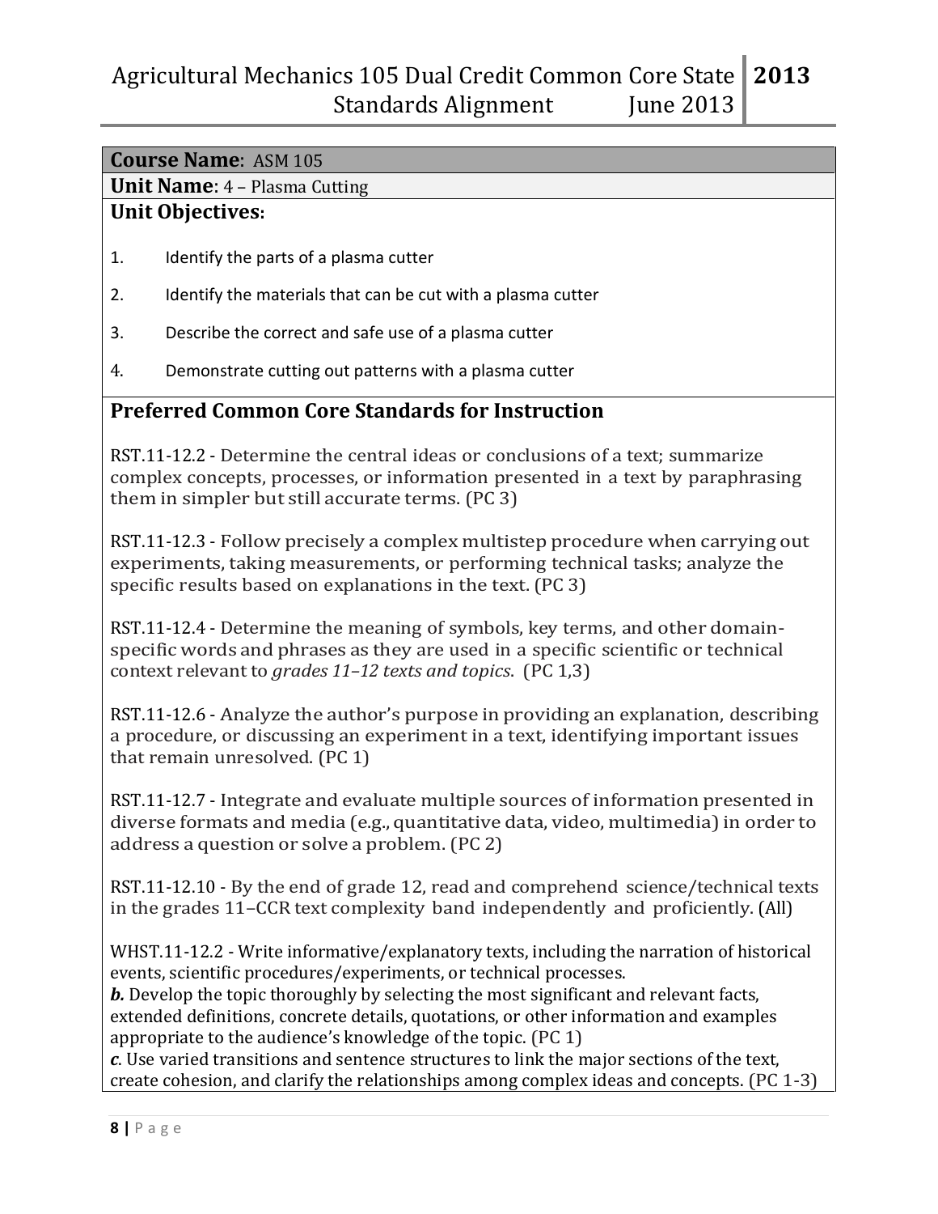**Course Name**: ASM 105

**Unit Name**: 4 – Plasma Cutting

**Unit Objectives:**

1. Identify the parts of a plasma cutter
2. Identify the materials that can be cut with a plasma cutter
3. Describe the correct and safe use of a plasma cutter
4. Demonstrate cutting out patterns with a plasma cutter

## Preferred Common Core Standards for Instruction

RST.11-12.2 - Determine the central ideas or conclusions of a text; summarize complex concepts, processes, or information presented in a text by paraphrasing them in simpler but still accurate terms. (PC 3)

RST.11-12.3 - Follow precisely a complex multistep procedure when carrying out experiments, taking measurements, or performing technical tasks; analyze the specific results based on explanations in the text. (PC 3)

RST.11-12.4 - Determine the meaning of symbols, key terms, and other domain-specific words and phrases as they are used in a specific scientific or technical context relevant to *grades 11–12 texts and topics*. (PC 1,3)

RST.11-12.6 - Analyze the author's purpose in providing an explanation, describing a procedure, or discussing an experiment in a text, identifying important issues that remain unresolved. (PC 1)

RST.11-12.7 - Integrate and evaluate multiple sources of information presented in diverse formats and media (e.g., quantitative data, video, multimedia) in order to address a question or solve a problem. (PC 2)

RST.11-12.10 - By the end of grade 12, read and comprehend science/technical texts in the grades 11–CCR text complexity band independently and proficiently. (All)

WHST.11-12.2 - Write informative/explanatory texts, including the narration of historical events, scientific procedures/experiments, or technical processes.
***b.*** Develop the topic thoroughly by selecting the most significant and relevant facts, extended definitions, concrete details, quotations, or other information and examples appropriate to the audience's knowledge of the topic. (PC 1)
***c.*** Use varied transitions and sentence structures to link the major sections of the text, create cohesion, and clarify the relationships among complex ideas and concepts. (PC 1-3)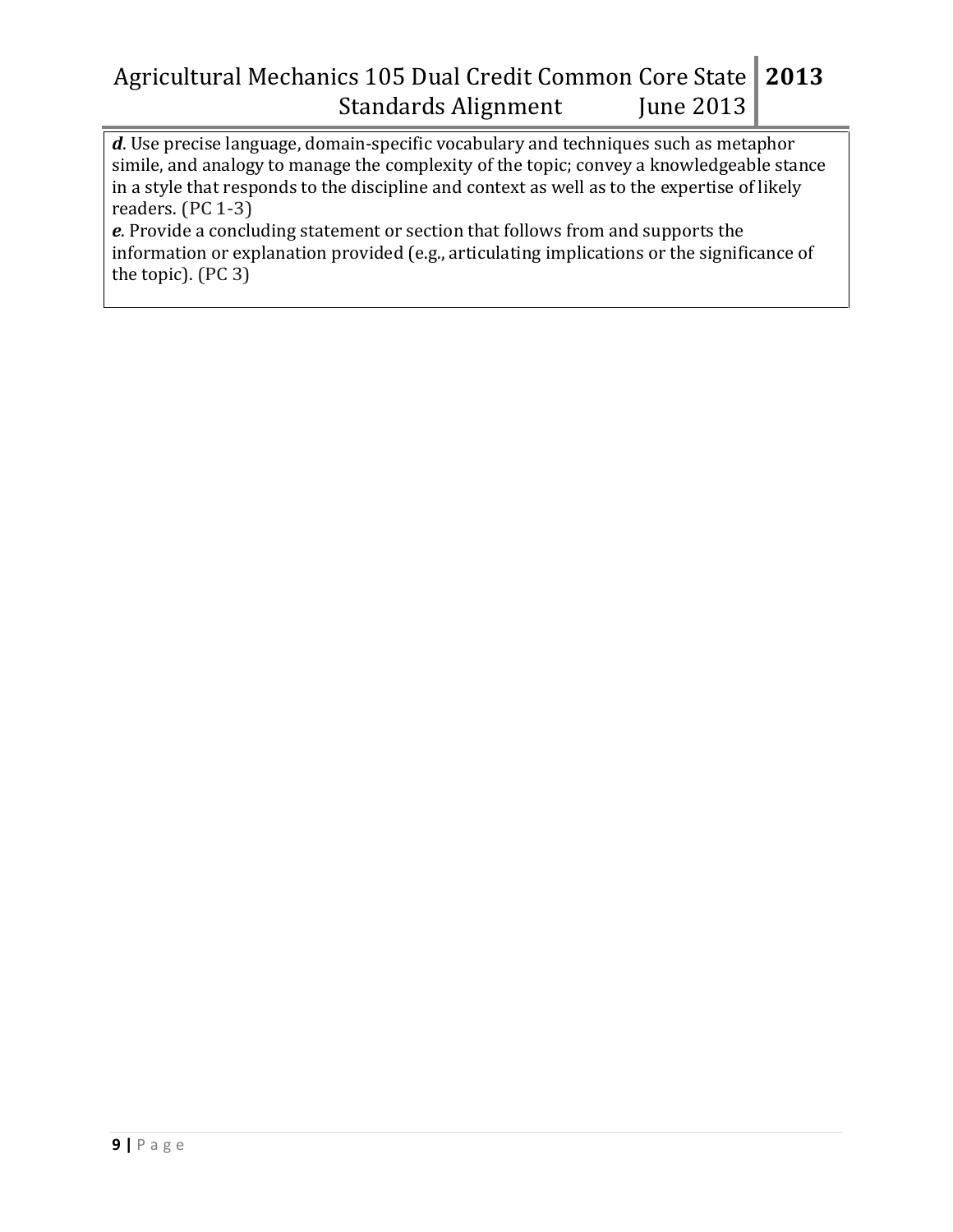***d***. Use precise language, domain-specific vocabulary and techniques such as metaphor simile, and analogy to manage the complexity of the topic; convey a knowledgeable stance in a style that responds to the discipline and context as well as to the expertise of likely readers. (PC 1-3)

***e***. Provide a concluding statement or section that follows from and supports the information or explanation provided (e.g., articulating implications or the significance of the topic). (PC 3)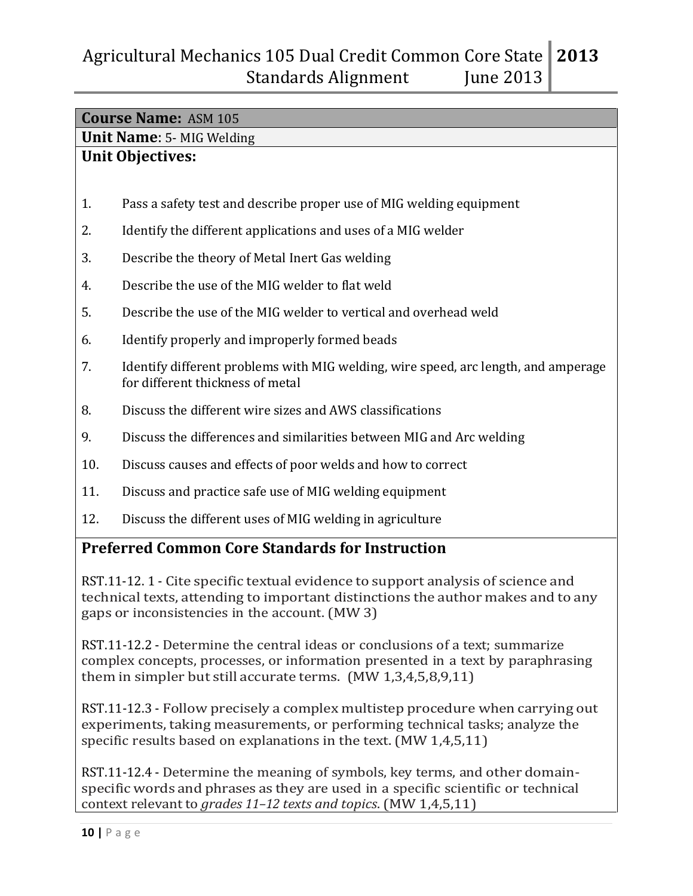**Course Name:** ASM 105

**Unit Name**: 5- MIG Welding

**Unit Objectives:**

1. Pass a safety test and describe proper use of MIG welding equipment
2. Identify the different applications and uses of a MIG welder
3. Describe the theory of Metal Inert Gas welding
4. Describe the use of the MIG welder to flat weld
5. Describe the use of the MIG welder to vertical and overhead weld
6. Identify properly and improperly formed beads
7. Identify different problems with MIG welding, wire speed, arc length, and amperage for different thickness of metal
8. Discuss the different wire sizes and AWS classifications
9. Discuss the differences and similarities between MIG and Arc welding
10. Discuss causes and effects of poor welds and how to correct
11. Discuss and practice safe use of MIG welding equipment
12. Discuss the different uses of MIG welding in agriculture

## Preferred Common Core Standards for Instruction

RST.11-12. 1 - Cite specific textual evidence to support analysis of science and technical texts, attending to important distinctions the author makes and to any gaps or inconsistencies in the account. (MW 3)

RST.11-12.2 - Determine the central ideas or conclusions of a text; summarize complex concepts, processes, or information presented in a text by paraphrasing them in simpler but still accurate terms. (MW 1,3,4,5,8,9,11)

RST.11-12.3 - Follow precisely a complex multistep procedure when carrying out experiments, taking measurements, or performing technical tasks; analyze the specific results based on explanations in the text. (MW 1,4,5,11)

RST.11-12.4 - Determine the meaning of symbols, key terms, and other domain-specific words and phrases as they are used in a specific scientific or technical context relevant to *grades 11–12 texts and topics*. (MW 1,4,5,11)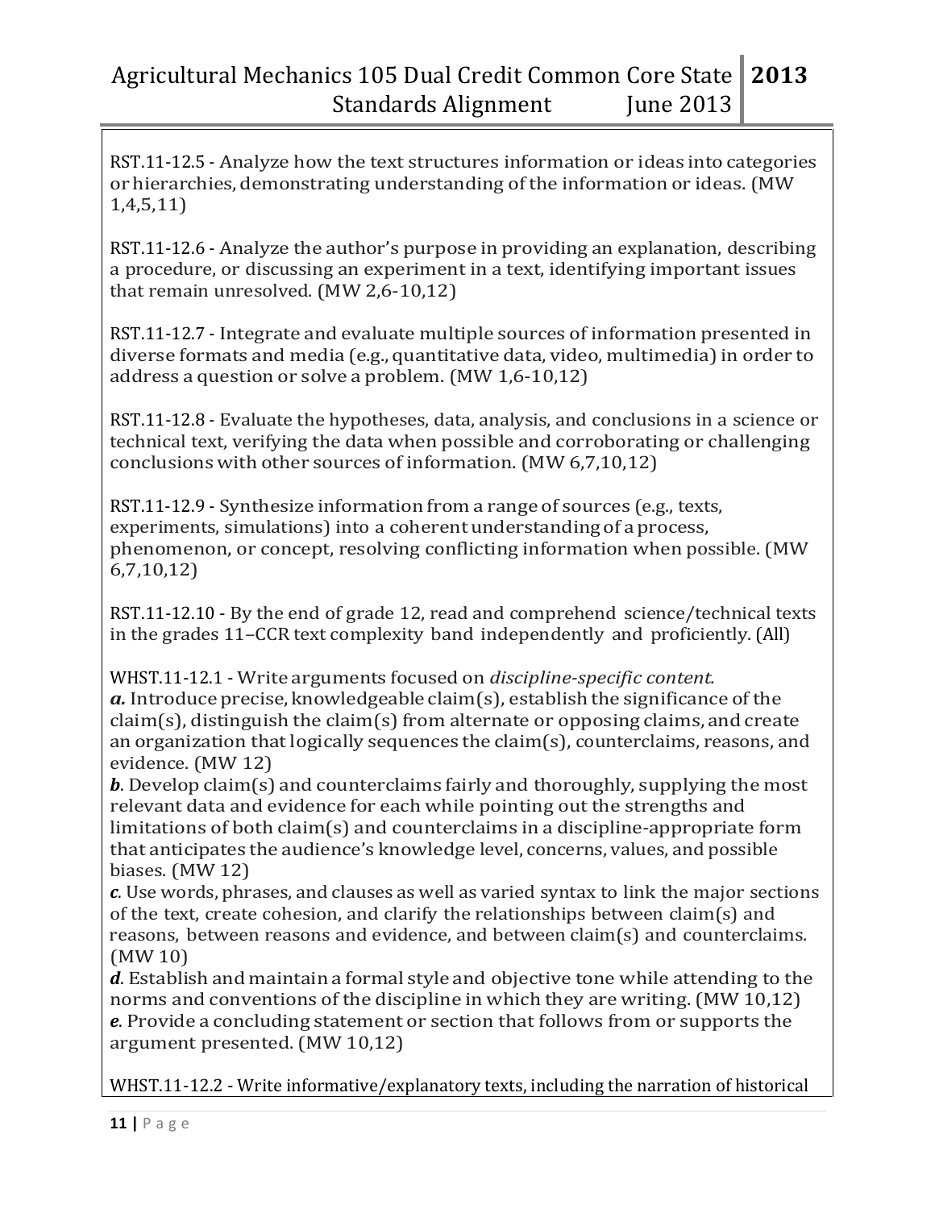RST.11-12.5 - Analyze how the text structures information or ideas into categories or hierarchies, demonstrating understanding of the information or ideas. (MW 1,4,5,11)

RST.11-12.6 - Analyze the author's purpose in providing an explanation, describing a procedure, or discussing an experiment in a text, identifying important issues that remain unresolved. (MW 2,6-10,12)

RST.11-12.7 - Integrate and evaluate multiple sources of information presented in diverse formats and media (e.g., quantitative data, video, multimedia) in order to address a question or solve a problem. (MW 1,6-10,12)

RST.11-12.8 - Evaluate the hypotheses, data, analysis, and conclusions in a science or technical text, verifying the data when possible and corroborating or challenging conclusions with other sources of information. (MW 6,7,10,12)

RST.11-12.9 - Synthesize information from a range of sources (e.g., texts, experiments, simulations) into a coherent understanding of a process, phenomenon, or concept, resolving conflicting information when possible. (MW 6,7,10,12)

RST.11-12.10 - By the end of grade 12, read and comprehend science/technical texts in the grades 11–CCR text complexity band independently and proficiently. (All)

WHST.11-12.1 - Write arguments focused on *discipline-specific content.*
***a.*** Introduce precise, knowledgeable claim(s), establish the significance of the claim(s), distinguish the claim(s) from alternate or opposing claims, and create an organization that logically sequences the claim(s), counterclaims, reasons, and evidence. (MW 12)
***b***. Develop claim(s) and counterclaims fairly and thoroughly, supplying the most relevant data and evidence for each while pointing out the strengths and limitations of both claim(s) and counterclaims in a discipline-appropriate form that anticipates the audience's knowledge level, concerns, values, and possible biases. (MW 12)
***c***. Use words, phrases, and clauses as well as varied syntax to link the major sections of the text, create cohesion, and clarify the relationships between claim(s) and reasons, between reasons and evidence, and between claim(s) and counterclaims. (MW 10)
***d***. Establish and maintain a formal style and objective tone while attending to the norms and conventions of the discipline in which they are writing. (MW 10,12)
***e***. Provide a concluding statement or section that follows from or supports the argument presented. (MW 10,12)

WHST.11-12.2 - Write informative/explanatory texts, including the narration of historical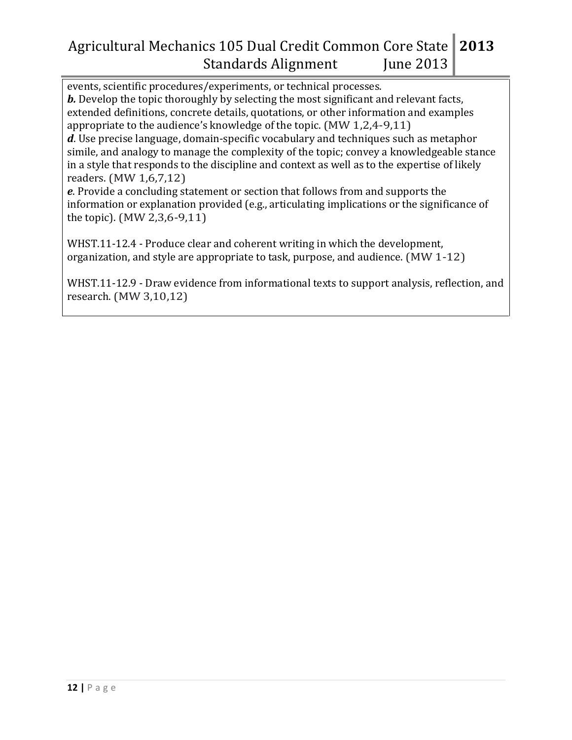events, scientific procedures/experiments, or technical processes.

***b.*** Develop the topic thoroughly by selecting the most significant and relevant facts, extended definitions, concrete details, quotations, or other information and examples appropriate to the audience's knowledge of the topic. (MW 1,2,4-9,11)

***d***. Use precise language, domain-specific vocabulary and techniques such as metaphor simile, and analogy to manage the complexity of the topic; convey a knowledgeable stance in a style that responds to the discipline and context as well as to the expertise of likely readers. (MW 1,6,7,12)

***e***. Provide a concluding statement or section that follows from and supports the information or explanation provided (e.g., articulating implications or the significance of the topic). (MW 2,3,6-9,11)

WHST.11-12.4 - Produce clear and coherent writing in which the development, organization, and style are appropriate to task, purpose, and audience. (MW 1-12)

WHST.11-12.9 - Draw evidence from informational texts to support analysis, reflection, and research. (MW 3,10,12)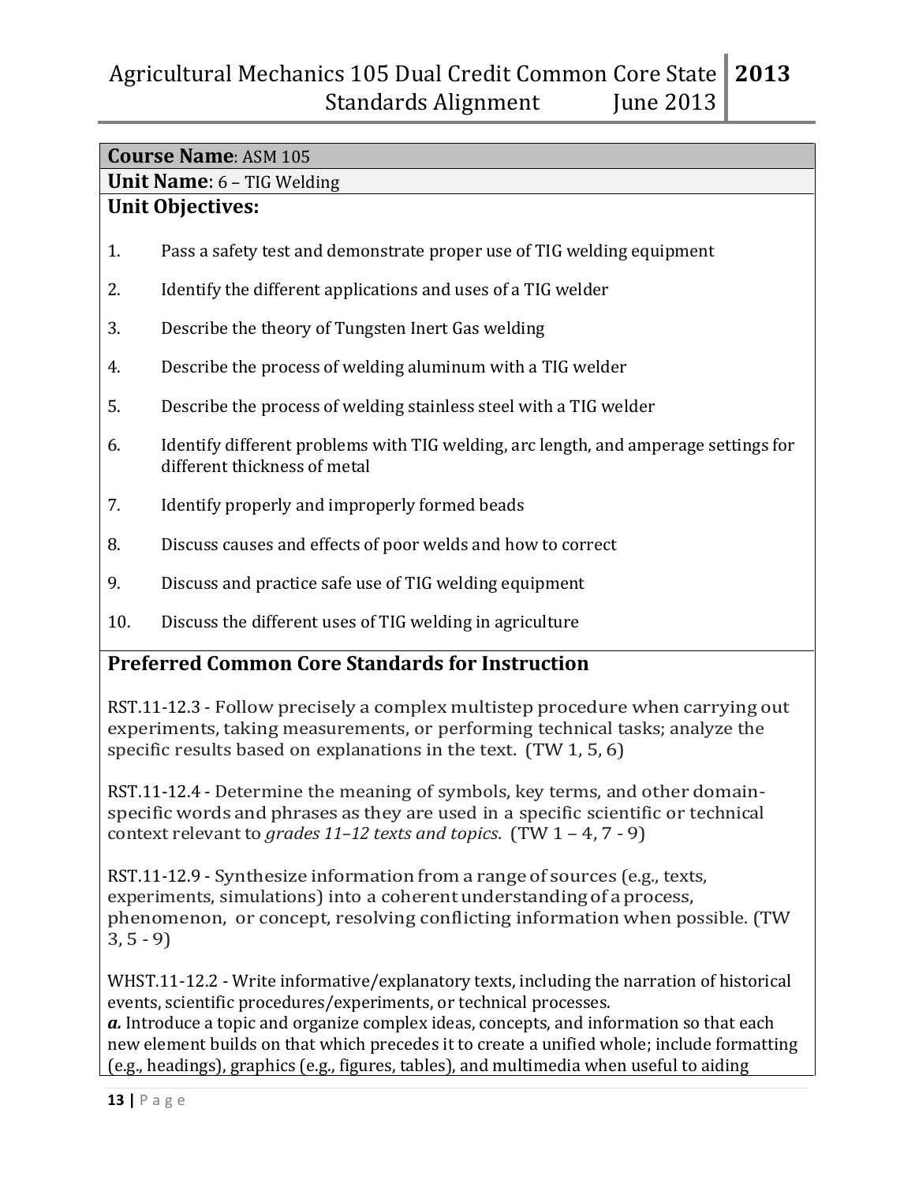**Course Name**: ASM 105

**Unit Name**: 6 – TIG Welding

**Unit Objectives:**

1. Pass a safety test and demonstrate proper use of TIG welding equipment
2. Identify the different applications and uses of a TIG welder
3. Describe the theory of Tungsten Inert Gas welding
4. Describe the process of welding aluminum with a TIG welder
5. Describe the process of welding stainless steel with a TIG welder
6. Identify different problems with TIG welding, arc length, and amperage settings for different thickness of metal
7. Identify properly and improperly formed beads
8. Discuss causes and effects of poor welds and how to correct
9. Discuss and practice safe use of TIG welding equipment
10. Discuss the different uses of TIG welding in agriculture

## Preferred Common Core Standards for Instruction

RST.11-12.3 - Follow precisely a complex multistep procedure when carrying out experiments, taking measurements, or performing technical tasks; analyze the specific results based on explanations in the text. (TW 1, 5, 6)

RST.11-12.4 - Determine the meaning of symbols, key terms, and other domain-specific words and phrases as they are used in a specific scientific or technical context relevant to *grades 11–12 texts and topics*. (TW 1 – 4, 7 - 9)

RST.11-12.9 - Synthesize information from a range of sources (e.g., texts, experiments, simulations) into a coherent understanding of a process, phenomenon, or concept, resolving conflicting information when possible. (TW 3, 5 - 9)

WHST.11-12.2 - Write informative/explanatory texts, including the narration of historical events, scientific procedures/experiments, or technical processes.
***a.*** Introduce a topic and organize complex ideas, concepts, and information so that each new element builds on that which precedes it to create a unified whole; include formatting (e.g., headings), graphics (e.g., figures, tables), and multimedia when useful to aiding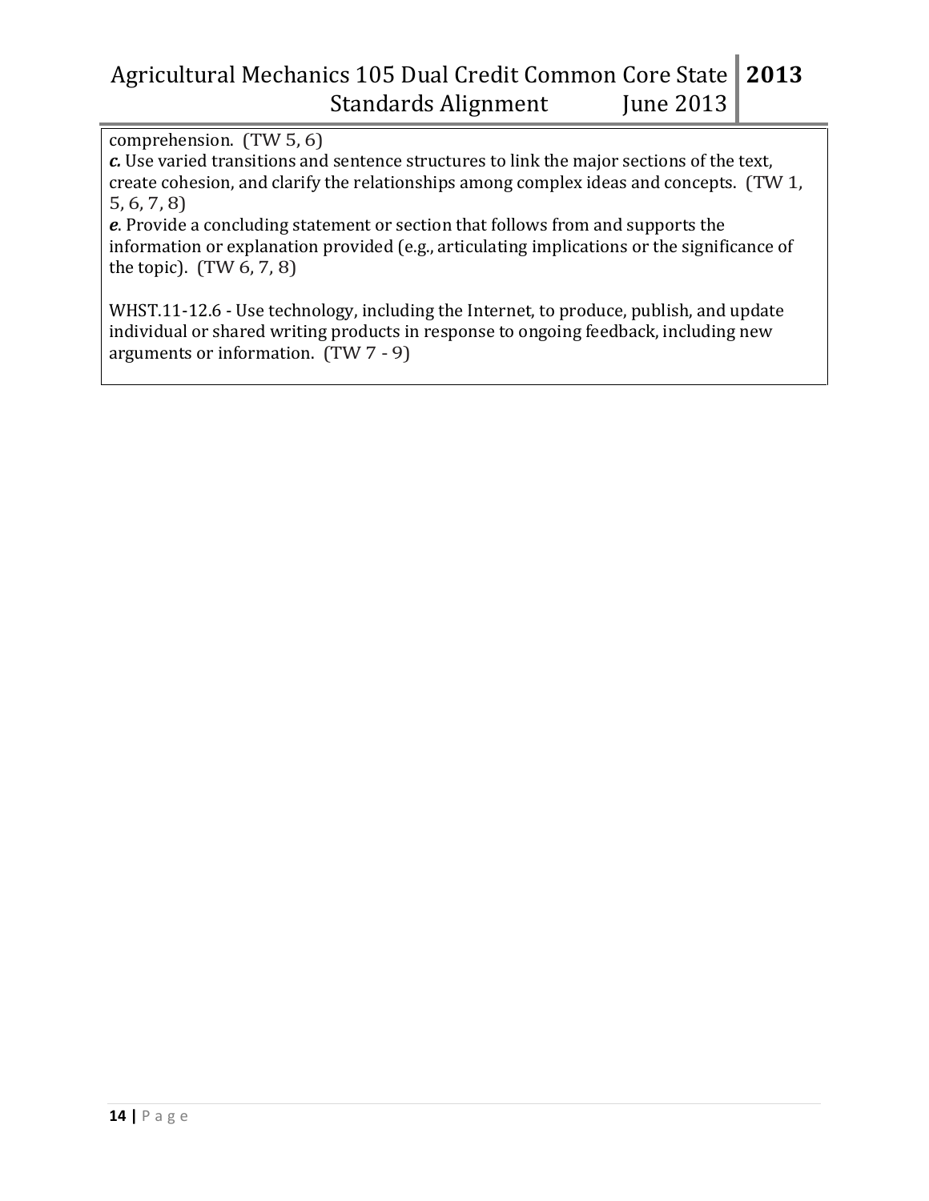comprehension. (TW 5, 6)

***c.*** Use varied transitions and sentence structures to link the major sections of the text, create cohesion, and clarify the relationships among complex ideas and concepts. (TW 1, 5, 6, 7, 8)

***e***. Provide a concluding statement or section that follows from and supports the information or explanation provided (e.g., articulating implications or the significance of the topic). (TW 6, 7, 8)

WHST.11-12.6 - Use technology, including the Internet, to produce, publish, and update individual or shared writing products in response to ongoing feedback, including new arguments or information. (TW 7 - 9)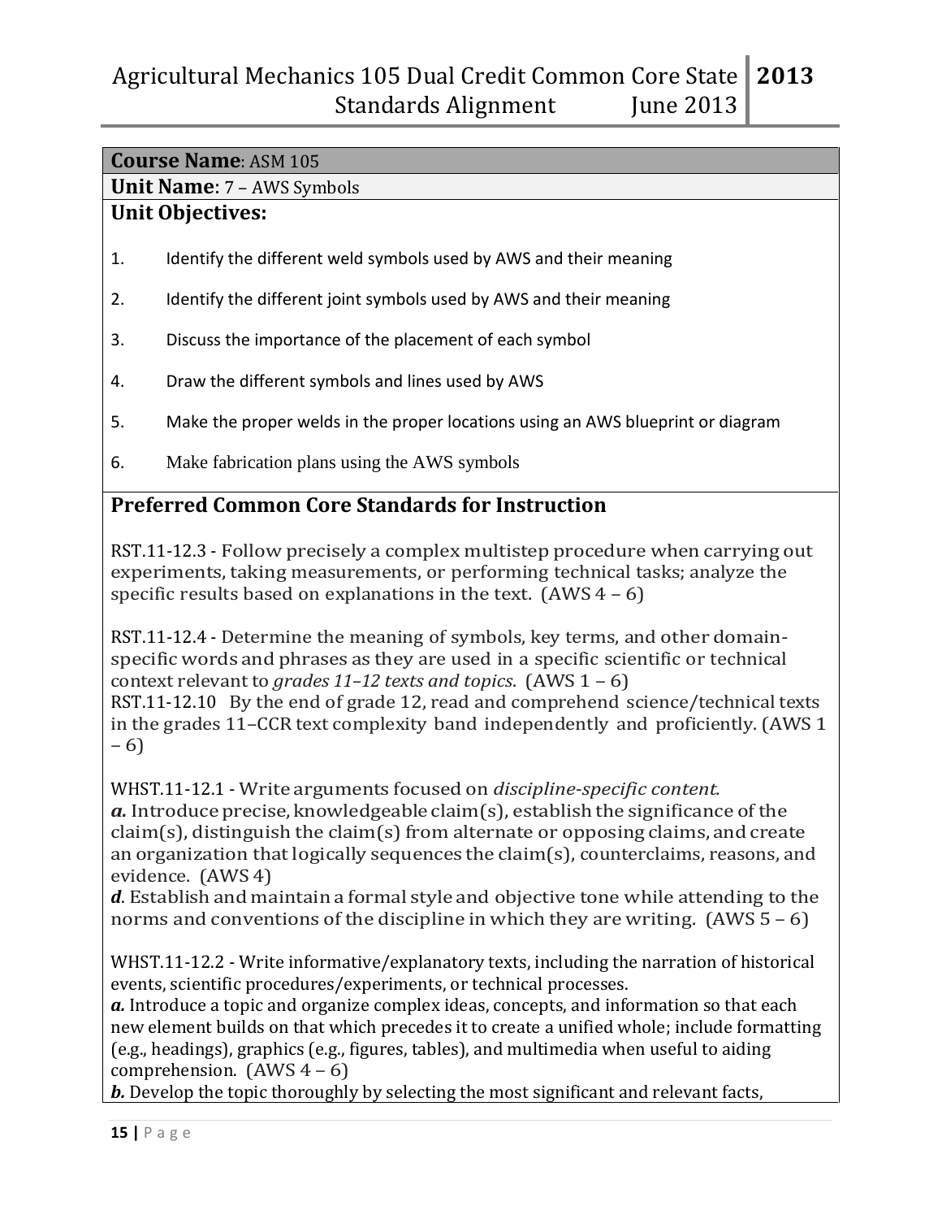**Course Name**: ASM 105

**Unit Name**: 7 – AWS Symbols

**Unit Objectives:**

1. Identify the different weld symbols used by AWS and their meaning
2. Identify the different joint symbols used by AWS and their meaning
3. Discuss the importance of the placement of each symbol
4. Draw the different symbols and lines used by AWS
5. Make the proper welds in the proper locations using an AWS blueprint or diagram
6. Make fabrication plans using the AWS symbols

## Preferred Common Core Standards for Instruction

RST.11-12.3 - Follow precisely a complex multistep procedure when carrying out experiments, taking measurements, or performing technical tasks; analyze the specific results based on explanations in the text. (AWS 4 – 6)

RST.11-12.4 - Determine the meaning of symbols, key terms, and other domain-specific words and phrases as they are used in a specific scientific or technical context relevant to *grades 11–12 texts and topics*. (AWS 1 – 6)
RST.11-12.10 By the end of grade 12, read and comprehend science/technical texts in the grades 11–CCR text complexity band independently and proficiently. (AWS 1 – 6)

WHST.11-12.1 - Write arguments focused on *discipline-specific content.*
***a.*** Introduce precise, knowledgeable claim(s), establish the significance of the claim(s), distinguish the claim(s) from alternate or opposing claims, and create an organization that logically sequences the claim(s), counterclaims, reasons, and evidence. (AWS 4)
***d***. Establish and maintain a formal style and objective tone while attending to the norms and conventions of the discipline in which they are writing. (AWS 5 – 6)

WHST.11-12.2 - Write informative/explanatory texts, including the narration of historical events, scientific procedures/experiments, or technical processes.
***a.*** Introduce a topic and organize complex ideas, concepts, and information so that each new element builds on that which precedes it to create a unified whole; include formatting (e.g., headings), graphics (e.g., figures, tables), and multimedia when useful to aiding comprehension. (AWS 4 – 6)
***b.*** Develop the topic thoroughly by selecting the most significant and relevant facts,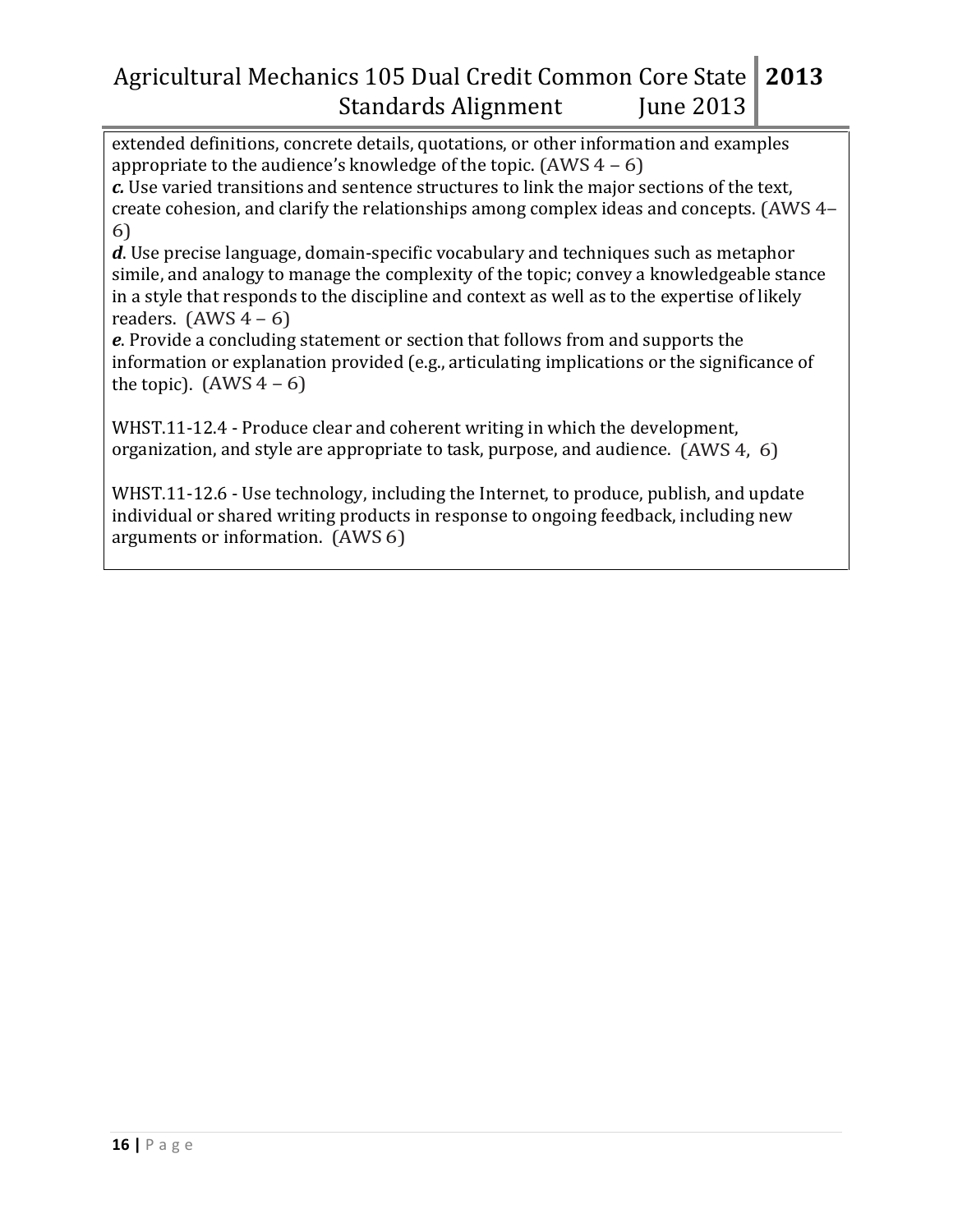extended definitions, concrete details, quotations, or other information and examples appropriate to the audience's knowledge of the topic. (AWS 4 – 6)

***c.*** Use varied transitions and sentence structures to link the major sections of the text, create cohesion, and clarify the relationships among complex ideas and concepts. (AWS 4–6)

***d***. Use precise language, domain-specific vocabulary and techniques such as metaphor simile, and analogy to manage the complexity of the topic; convey a knowledgeable stance in a style that responds to the discipline and context as well as to the expertise of likely readers. (AWS 4 – 6)

***e***. Provide a concluding statement or section that follows from and supports the information or explanation provided (e.g., articulating implications or the significance of the topic). (AWS 4 – 6)

WHST.11-12.4 - Produce clear and coherent writing in which the development, organization, and style are appropriate to task, purpose, and audience. (AWS 4, 6)

WHST.11-12.6 - Use technology, including the Internet, to produce, publish, and update individual or shared writing products in response to ongoing feedback, including new arguments or information. (AWS 6)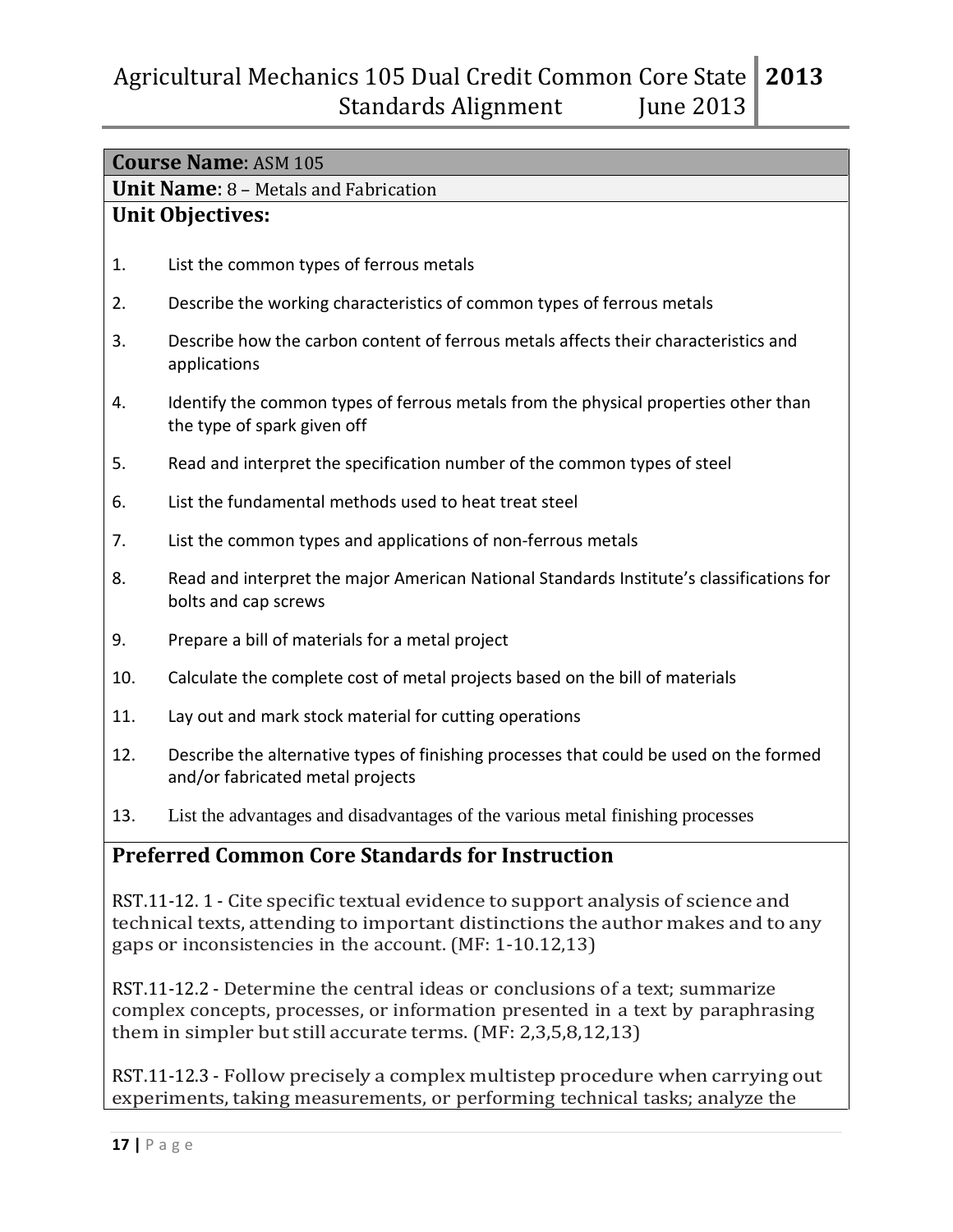**Course Name**: ASM 105

**Unit Name**: 8 – Metals and Fabrication

**Unit Objectives:**

1. List the common types of ferrous metals
2. Describe the working characteristics of common types of ferrous metals
3. Describe how the carbon content of ferrous metals affects their characteristics and applications
4. Identify the common types of ferrous metals from the physical properties other than the type of spark given off
5. Read and interpret the specification number of the common types of steel
6. List the fundamental methods used to heat treat steel
7. List the common types and applications of non-ferrous metals
8. Read and interpret the major American National Standards Institute's classifications for bolts and cap screws
9. Prepare a bill of materials for a metal project
10. Calculate the complete cost of metal projects based on the bill of materials
11. Lay out and mark stock material for cutting operations
12. Describe the alternative types of finishing processes that could be used on the formed and/or fabricated metal projects
13. List the advantages and disadvantages of the various metal finishing processes

## Preferred Common Core Standards for Instruction

RST.11-12. 1 - Cite specific textual evidence to support analysis of science and technical texts, attending to important distinctions the author makes and to any gaps or inconsistencies in the account. (MF: 1-10.12,13)

RST.11-12.2 - Determine the central ideas or conclusions of a text; summarize complex concepts, processes, or information presented in a text by paraphrasing them in simpler but still accurate terms. (MF: 2,3,5,8,12,13)

RST.11-12.3 - Follow precisely a complex multistep procedure when carrying out experiments, taking measurements, or performing technical tasks; analyze the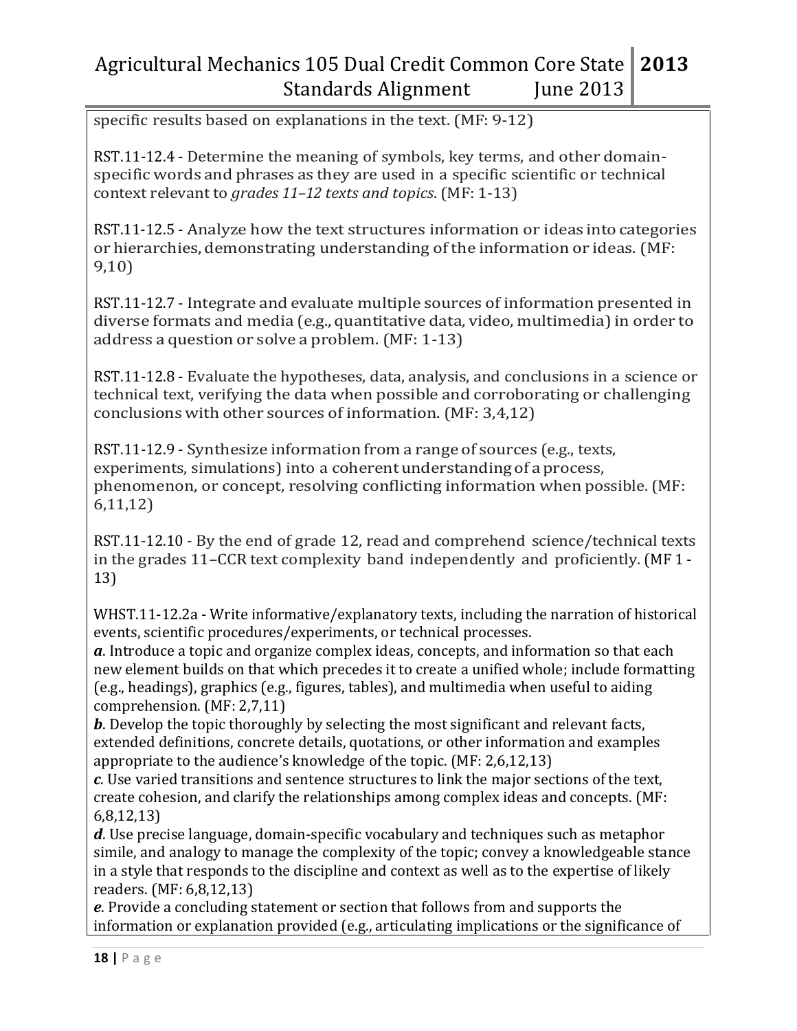specific results based on explanations in the text. (MF: 9-12)

RST.11-12.4 - Determine the meaning of symbols, key terms, and other domain-specific words and phrases as they are used in a specific scientific or technical context relevant to *grades 11–12 texts and topics*. (MF: 1-13)

RST.11-12.5 - Analyze how the text structures information or ideas into categories or hierarchies, demonstrating understanding of the information or ideas. (MF: 9,10)

RST.11-12.7 - Integrate and evaluate multiple sources of information presented in diverse formats and media (e.g., quantitative data, video, multimedia) in order to address a question or solve a problem. (MF: 1-13)

RST.11-12.8 - Evaluate the hypotheses, data, analysis, and conclusions in a science or technical text, verifying the data when possible and corroborating or challenging conclusions with other sources of information. (MF: 3,4,12)

RST.11-12.9 - Synthesize information from a range of sources (e.g., texts, experiments, simulations) into a coherent understanding of a process, phenomenon, or concept, resolving conflicting information when possible. (MF: 6,11,12)

RST.11-12.10 - By the end of grade 12, read and comprehend science/technical texts in the grades 11–CCR text complexity band independently and proficiently. (MF 1 - 13)

WHST.11-12.2a - Write informative/explanatory texts, including the narration of historical events, scientific procedures/experiments, or technical processes.
***a***. Introduce a topic and organize complex ideas, concepts, and information so that each new element builds on that which precedes it to create a unified whole; include formatting (e.g., headings), graphics (e.g., figures, tables), and multimedia when useful to aiding comprehension. (MF: 2,7,11)
***b***. Develop the topic thoroughly by selecting the most significant and relevant facts, extended definitions, concrete details, quotations, or other information and examples appropriate to the audience's knowledge of the topic. (MF: 2,6,12,13)
***c***. Use varied transitions and sentence structures to link the major sections of the text, create cohesion, and clarify the relationships among complex ideas and concepts. (MF: 6,8,12,13)
***d***. Use precise language, domain-specific vocabulary and techniques such as metaphor simile, and analogy to manage the complexity of the topic; convey a knowledgeable stance in a style that responds to the discipline and context as well as to the expertise of likely readers. (MF: 6,8,12,13)
***e***. Provide a concluding statement or section that follows from and supports the information or explanation provided (e.g., articulating implications or the significance of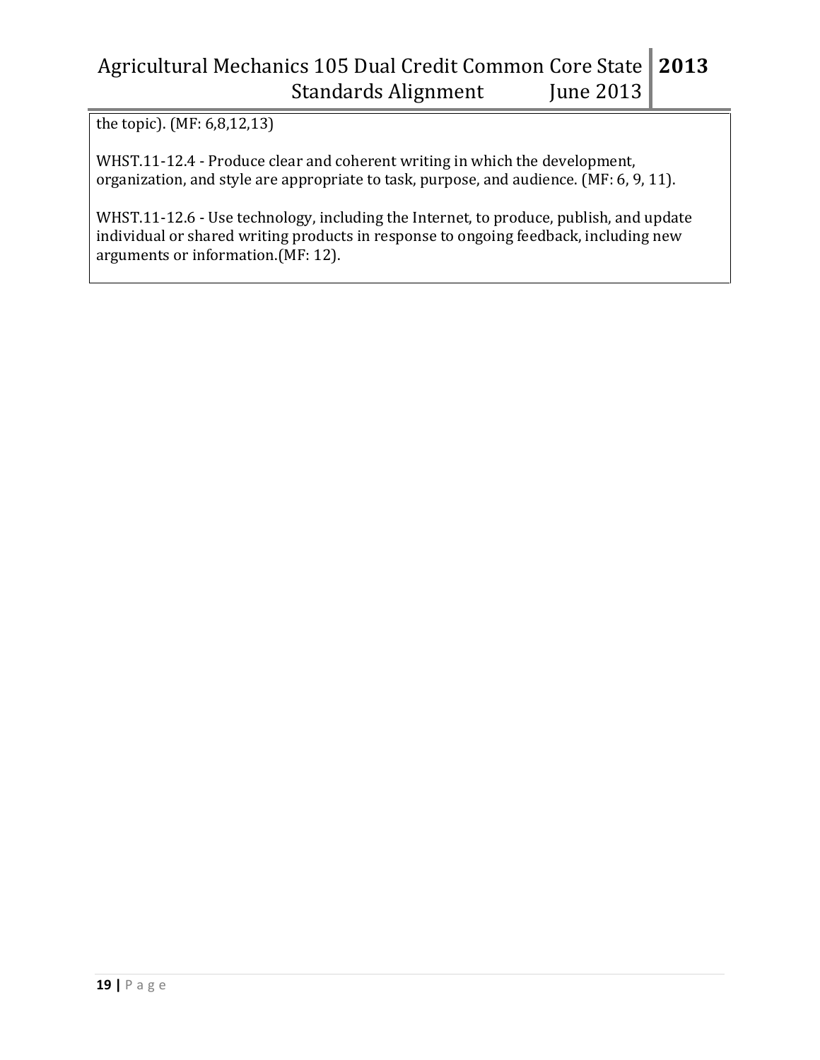the topic). (MF: 6,8,12,13)

WHST.11-12.4 - Produce clear and coherent writing in which the development, organization, and style are appropriate to task, purpose, and audience. (MF: 6, 9, 11).

WHST.11-12.6 - Use technology, including the Internet, to produce, publish, and update individual or shared writing products in response to ongoing feedback, including new arguments or information.(MF: 12).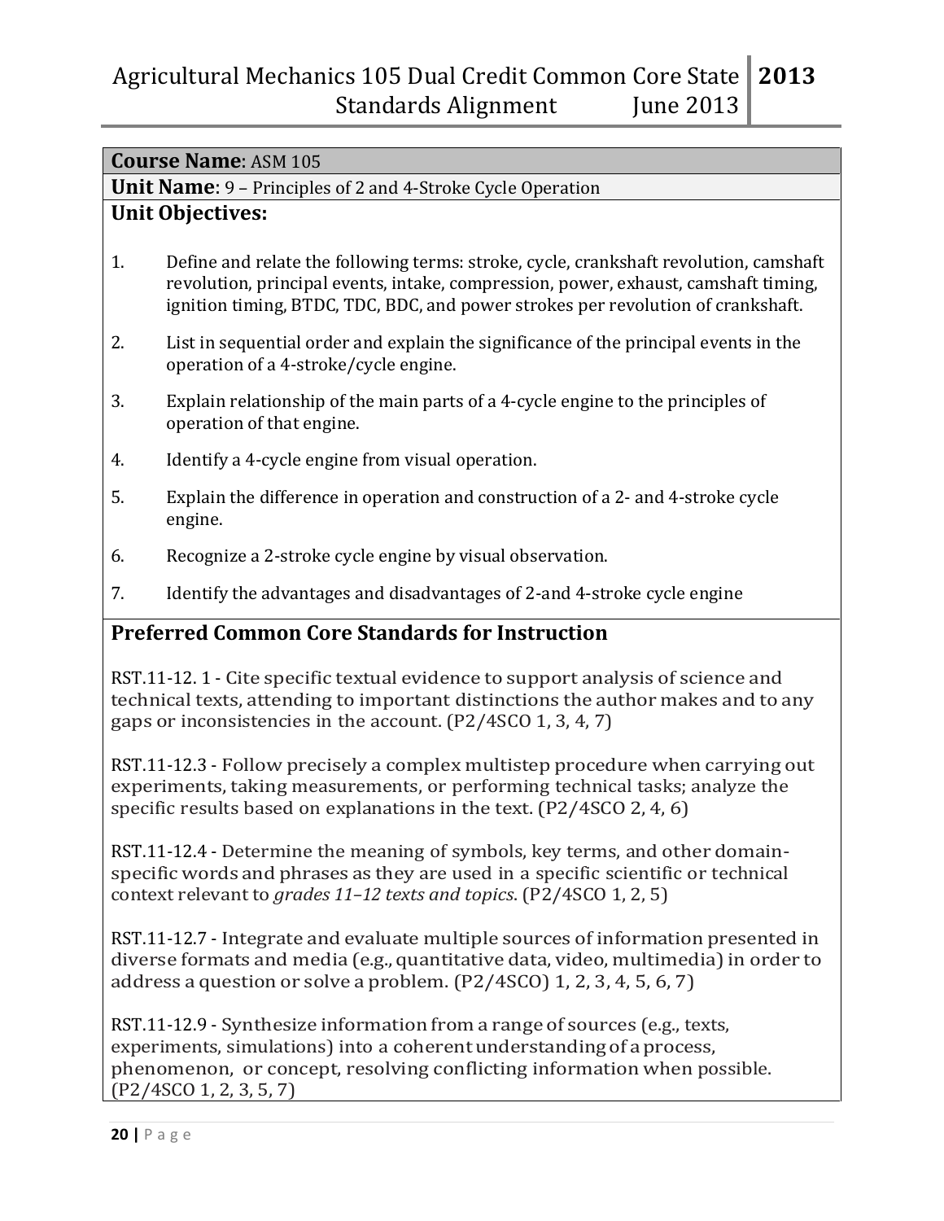**Course Name**: ASM 105

**Unit Name**: 9 – Principles of 2 and 4-Stroke Cycle Operation

**Unit Objectives:**

1. Define and relate the following terms: stroke, cycle, crankshaft revolution, camshaft revolution, principal events, intake, compression, power, exhaust, camshaft timing, ignition timing, BTDC, TDC, BDC, and power strokes per revolution of crankshaft.
2. List in sequential order and explain the significance of the principal events in the operation of a 4-stroke/cycle engine.
3. Explain relationship of the main parts of a 4-cycle engine to the principles of operation of that engine.
4. Identify a 4-cycle engine from visual operation.
5. Explain the difference in operation and construction of a 2- and 4-stroke cycle engine.
6. Recognize a 2-stroke cycle engine by visual observation.
7. Identify the advantages and disadvantages of 2-and 4-stroke cycle engine

## Preferred Common Core Standards for Instruction

RST.11-12. 1 - Cite specific textual evidence to support analysis of science and technical texts, attending to important distinctions the author makes and to any gaps or inconsistencies in the account. (P2/4SCO 1, 3, 4, 7)

RST.11-12.3 - Follow precisely a complex multistep procedure when carrying out experiments, taking measurements, or performing technical tasks; analyze the specific results based on explanations in the text. (P2/4SCO 2, 4, 6)

RST.11-12.4 - Determine the meaning of symbols, key terms, and other domain-specific words and phrases as they are used in a specific scientific or technical context relevant to *grades 11–12 texts and topics*. (P2/4SCO 1, 2, 5)

RST.11-12.7 - Integrate and evaluate multiple sources of information presented in diverse formats and media (e.g., quantitative data, video, multimedia) in order to address a question or solve a problem. (P2/4SCO) 1, 2, 3, 4, 5, 6, 7)

RST.11-12.9 - Synthesize information from a range of sources (e.g., texts, experiments, simulations) into a coherent understanding of a process, phenomenon, or concept, resolving conflicting information when possible. (P2/4SCO 1, 2, 3, 5, 7)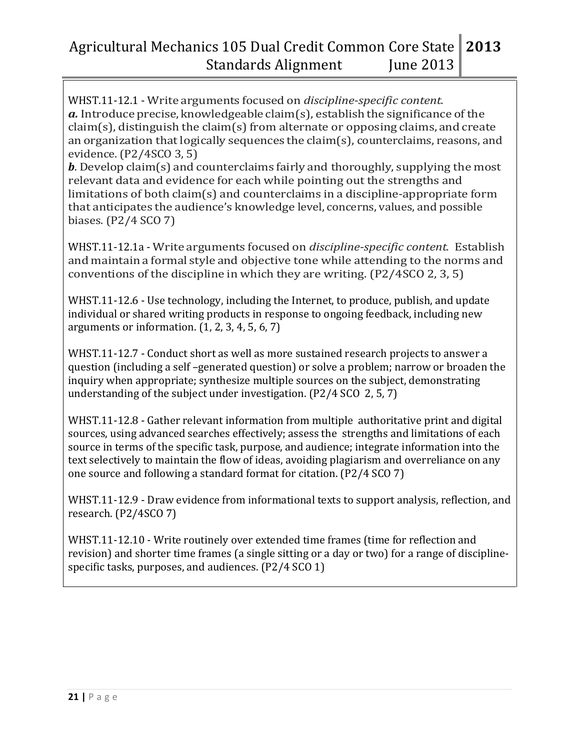WHST.11-12.1 - Write arguments focused on *discipline-specific content.*
***a.*** Introduce precise, knowledgeable claim(s), establish the significance of the claim(s), distinguish the claim(s) from alternate or opposing claims, and create an organization that logically sequences the claim(s), counterclaims, reasons, and evidence. (P2/4SCO 3, 5)
***b***. Develop claim(s) and counterclaims fairly and thoroughly, supplying the most relevant data and evidence for each while pointing out the strengths and limitations of both claim(s) and counterclaims in a discipline-appropriate form that anticipates the audience's knowledge level, concerns, values, and possible biases. (P2/4 SCO 7)

WHST.11-12.1a - Write arguments focused on *discipline-specific content.* Establish and maintain a formal style and objective tone while attending to the norms and conventions of the discipline in which they are writing. (P2/4SCO 2, 3, 5)

WHST.11-12.6 - Use technology, including the Internet, to produce, publish, and update individual or shared writing products in response to ongoing feedback, including new arguments or information. (1, 2, 3, 4, 5, 6, 7)

WHST.11-12.7 - Conduct short as well as more sustained research projects to answer a question (including a self –generated question) or solve a problem; narrow or broaden the inquiry when appropriate; synthesize multiple sources on the subject, demonstrating understanding of the subject under investigation. (P2/4 SCO 2, 5, 7)

WHST.11-12.8 - Gather relevant information from multiple authoritative print and digital sources, using advanced searches effectively; assess the strengths and limitations of each source in terms of the specific task, purpose, and audience; integrate information into the text selectively to maintain the flow of ideas, avoiding plagiarism and overreliance on any one source and following a standard format for citation. (P2/4 SCO 7)

WHST.11-12.9 - Draw evidence from informational texts to support analysis, reflection, and research. (P2/4SCO 7)

WHST.11-12.10 - Write routinely over extended time frames (time for reflection and revision) and shorter time frames (a single sitting or a day or two) for a range of discipline-specific tasks, purposes, and audiences. (P2/4 SCO 1)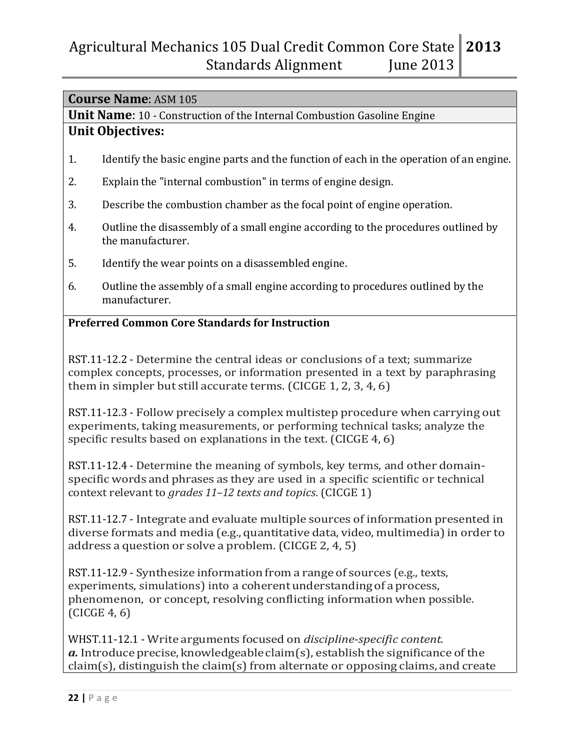**Course Name**: ASM 105

**Unit Name**: 10 - Construction of the Internal Combustion Gasoline Engine

**Unit Objectives:**

1. Identify the basic engine parts and the function of each in the operation of an engine.
2. Explain the "internal combustion" in terms of engine design.
3. Describe the combustion chamber as the focal point of engine operation.
4. Outline the disassembly of a small engine according to the procedures outlined by the manufacturer.
5. Identify the wear points on a disassembled engine.
6. Outline the assembly of a small engine according to procedures outlined by the manufacturer.

**Preferred Common Core Standards for Instruction**

RST.11-12.2 - Determine the central ideas or conclusions of a text; summarize complex concepts, processes, or information presented in a text by paraphrasing them in simpler but still accurate terms. (CICGE 1, 2, 3, 4, 6)

RST.11-12.3 - Follow precisely a complex multistep procedure when carrying out experiments, taking measurements, or performing technical tasks; analyze the specific results based on explanations in the text. (CICGE 4, 6)

RST.11-12.4 - Determine the meaning of symbols, key terms, and other domain-specific words and phrases as they are used in a specific scientific or technical context relevant to *grades 11–12 texts and topics*. (CICGE 1)

RST.11-12.7 - Integrate and evaluate multiple sources of information presented in diverse formats and media (e.g., quantitative data, video, multimedia) in order to address a question or solve a problem. (CICGE 2, 4, 5)

RST.11-12.9 - Synthesize information from a range of sources (e.g., texts, experiments, simulations) into a coherent understanding of a process, phenomenon, or concept, resolving conflicting information when possible. (CICGE 4, 6)

WHST.11-12.1 - Write arguments focused on *discipline-specific content.*
***a.*** Introduce precise, knowledgeable claim(s), establish the significance of the claim(s), distinguish the claim(s) from alternate or opposing claims, and create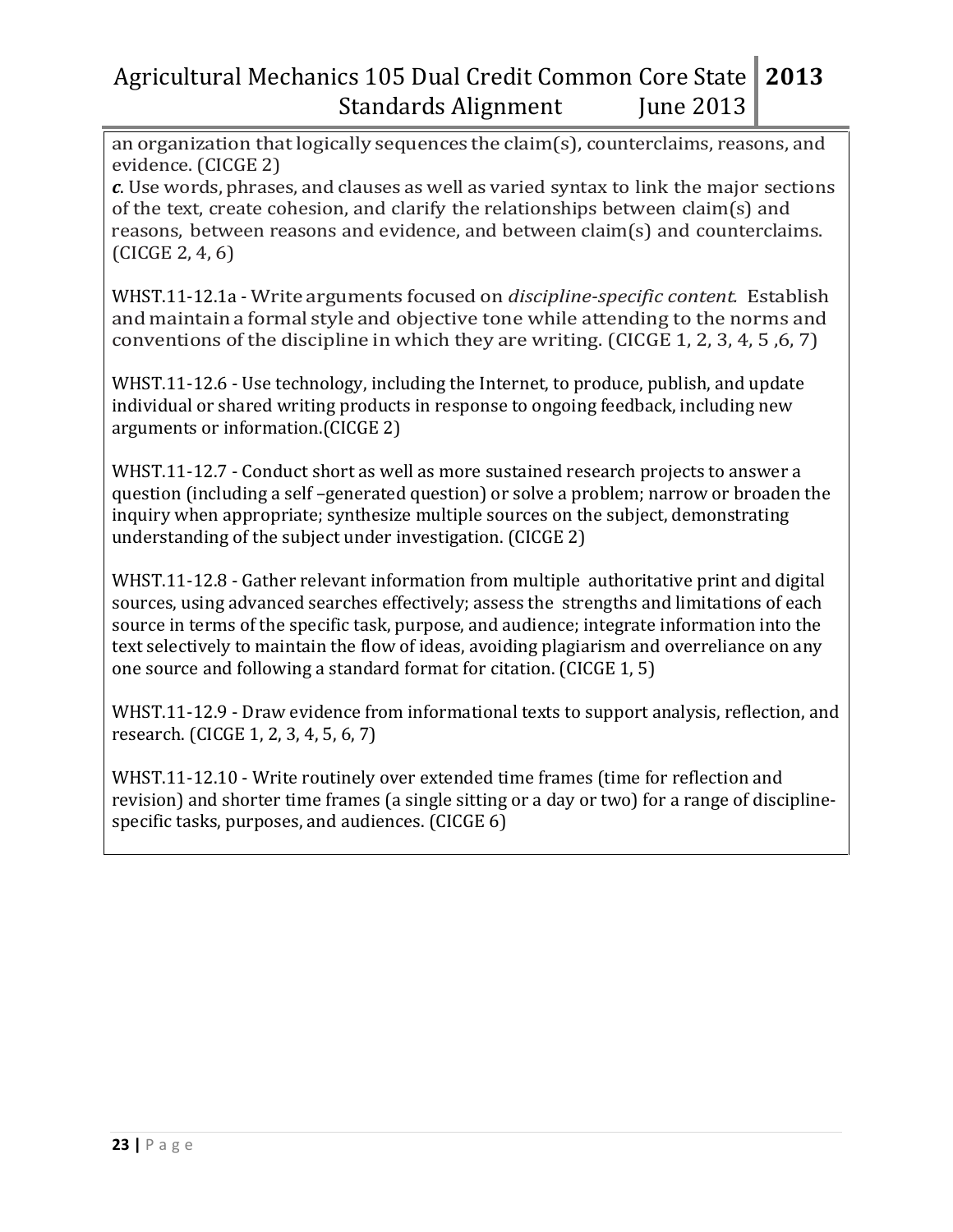an organization that logically sequences the claim(s), counterclaims, reasons, and evidence. (CICGE 2)

***c***. Use words, phrases, and clauses as well as varied syntax to link the major sections of the text, create cohesion, and clarify the relationships between claim(s) and reasons, between reasons and evidence, and between claim(s) and counterclaims. (CICGE 2, 4, 6)

WHST.11-12.1a - Write arguments focused on *discipline-specific content.* Establish and maintain a formal style and objective tone while attending to the norms and conventions of the discipline in which they are writing. (CICGE 1, 2, 3, 4, 5 ,6, 7)

WHST.11-12.6 - Use technology, including the Internet, to produce, publish, and update individual or shared writing products in response to ongoing feedback, including new arguments or information.(CICGE 2)

WHST.11-12.7 - Conduct short as well as more sustained research projects to answer a question (including a self –generated question) or solve a problem; narrow or broaden the inquiry when appropriate; synthesize multiple sources on the subject, demonstrating understanding of the subject under investigation. (CICGE 2)

WHST.11-12.8 - Gather relevant information from multiple authoritative print and digital sources, using advanced searches effectively; assess the strengths and limitations of each source in terms of the specific task, purpose, and audience; integrate information into the text selectively to maintain the flow of ideas, avoiding plagiarism and overreliance on any one source and following a standard format for citation. (CICGE 1, 5)

WHST.11-12.9 - Draw evidence from informational texts to support analysis, reflection, and research. (CICGE 1, 2, 3, 4, 5, 6, 7)

WHST.11-12.10 - Write routinely over extended time frames (time for reflection and revision) and shorter time frames (a single sitting or a day or two) for a range of discipline-specific tasks, purposes, and audiences. (CICGE 6)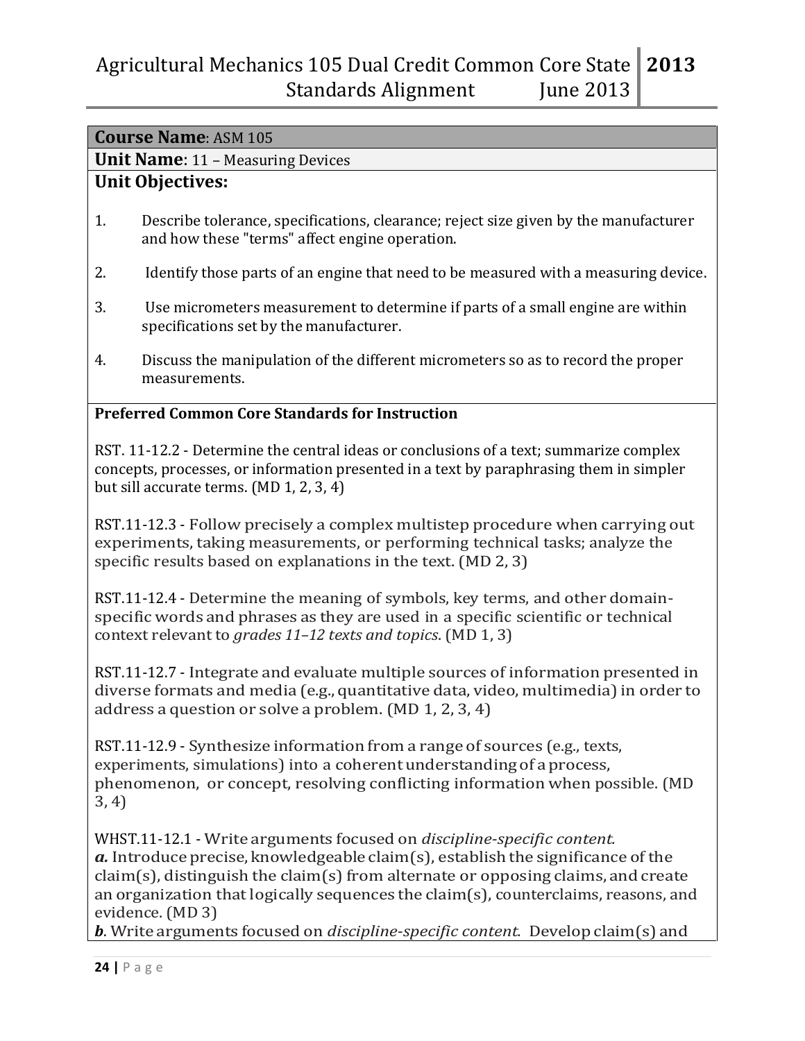**Course Name**: ASM 105

**Unit Name**: 11 – Measuring Devices

**Unit Objectives:**

1. Describe tolerance, specifications, clearance; reject size given by the manufacturer and how these "terms" affect engine operation.
2. Identify those parts of an engine that need to be measured with a measuring device.
3. Use micrometers measurement to determine if parts of a small engine are within specifications set by the manufacturer.
4. Discuss the manipulation of the different micrometers so as to record the proper measurements.

**Preferred Common Core Standards for Instruction**

RST. 11-12.2 - Determine the central ideas or conclusions of a text; summarize complex concepts, processes, or information presented in a text by paraphrasing them in simpler but sill accurate terms. (MD 1, 2, 3, 4)

RST.11-12.3 - Follow precisely a complex multistep procedure when carrying out experiments, taking measurements, or performing technical tasks; analyze the specific results based on explanations in the text. (MD 2, 3)

RST.11-12.4 - Determine the meaning of symbols, key terms, and other domain-specific words and phrases as they are used in a specific scientific or technical context relevant to *grades 11–12 texts and topics*. (MD 1, 3)

RST.11-12.7 - Integrate and evaluate multiple sources of information presented in diverse formats and media (e.g., quantitative data, video, multimedia) in order to address a question or solve a problem. (MD 1, 2, 3, 4)

RST.11-12.9 - Synthesize information from a range of sources (e.g., texts, experiments, simulations) into a coherent understanding of a process, phenomenon, or concept, resolving conflicting information when possible. (MD 3, 4)

WHST.11-12.1 - Write arguments focused on *discipline-specific content.*
***a.*** Introduce precise, knowledgeable claim(s), establish the significance of the claim(s), distinguish the claim(s) from alternate or opposing claims, and create an organization that logically sequences the claim(s), counterclaims, reasons, and evidence. (MD 3)
***b***. Write arguments focused on *discipline-specific content.* Develop claim(s) and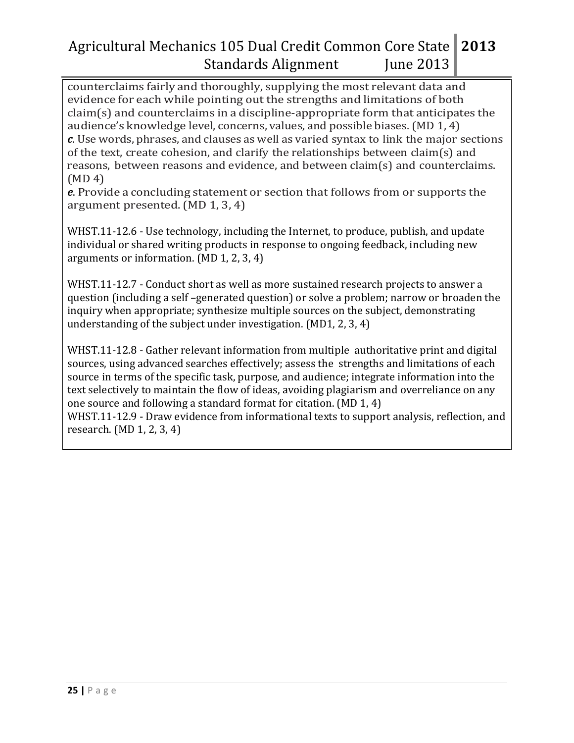counterclaims fairly and thoroughly, supplying the most relevant data and evidence for each while pointing out the strengths and limitations of both claim(s) and counterclaims in a discipline-appropriate form that anticipates the audience's knowledge level, concerns, values, and possible biases. (MD 1, 4)

***c***. Use words, phrases, and clauses as well as varied syntax to link the major sections of the text, create cohesion, and clarify the relationships between claim(s) and reasons, between reasons and evidence, and between claim(s) and counterclaims. (MD 4)

***e***. Provide a concluding statement or section that follows from or supports the argument presented. (MD 1, 3, 4)

WHST.11-12.6 - Use technology, including the Internet, to produce, publish, and update individual or shared writing products in response to ongoing feedback, including new arguments or information. (MD 1, 2, 3, 4)

WHST.11-12.7 - Conduct short as well as more sustained research projects to answer a question (including a self –generated question) or solve a problem; narrow or broaden the inquiry when appropriate; synthesize multiple sources on the subject, demonstrating understanding of the subject under investigation. (MD1, 2, 3, 4)

WHST.11-12.8 - Gather relevant information from multiple authoritative print and digital sources, using advanced searches effectively; assess the strengths and limitations of each source in terms of the specific task, purpose, and audience; integrate information into the text selectively to maintain the flow of ideas, avoiding plagiarism and overreliance on any one source and following a standard format for citation. (MD 1, 4)

WHST.11-12.9 - Draw evidence from informational texts to support analysis, reflection, and research. (MD 1, 2, 3, 4)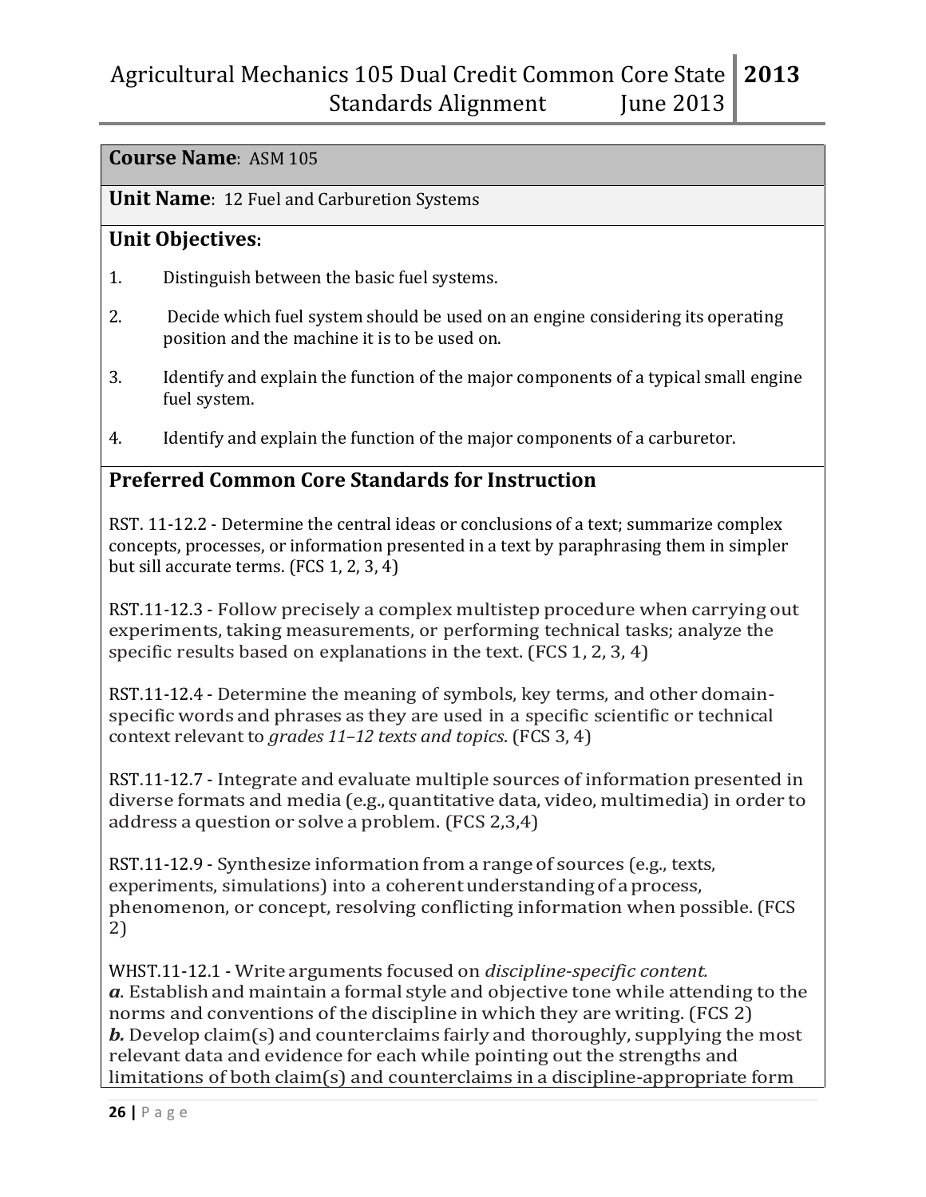**Course Name**: ASM 105

**Unit Name**: 12 Fuel and Carburetion Systems

## Unit Objectives:

1. Distinguish between the basic fuel systems.
2. Decide which fuel system should be used on an engine considering its operating position and the machine it is to be used on.
3. Identify and explain the function of the major components of a typical small engine fuel system.
4. Identify and explain the function of the major components of a carburetor.

## Preferred Common Core Standards for Instruction

RST. 11-12.2 - Determine the central ideas or conclusions of a text; summarize complex concepts, processes, or information presented in a text by paraphrasing them in simpler but sill accurate terms. (FCS 1, 2, 3, 4)

RST.11-12.3 - Follow precisely a complex multistep procedure when carrying out experiments, taking measurements, or performing technical tasks; analyze the specific results based on explanations in the text. (FCS 1, 2, 3, 4)

RST.11-12.4 - Determine the meaning of symbols, key terms, and other domain-specific words and phrases as they are used in a specific scientific or technical context relevant to *grades 11–12 texts and topics*. (FCS 3, 4)

RST.11-12.7 - Integrate and evaluate multiple sources of information presented in diverse formats and media (e.g., quantitative data, video, multimedia) in order to address a question or solve a problem. (FCS 2,3,4)

RST.11-12.9 - Synthesize information from a range of sources (e.g., texts, experiments, simulations) into a coherent understanding of a process, phenomenon, or concept, resolving conflicting information when possible. (FCS 2)

WHST.11-12.1 - Write arguments focused on *discipline-specific content.*
***a***. Establish and maintain a formal style and objective tone while attending to the norms and conventions of the discipline in which they are writing. (FCS 2)
***b.*** Develop claim(s) and counterclaims fairly and thoroughly, supplying the most relevant data and evidence for each while pointing out the strengths and limitations of both claim(s) and counterclaims in a discipline-appropriate form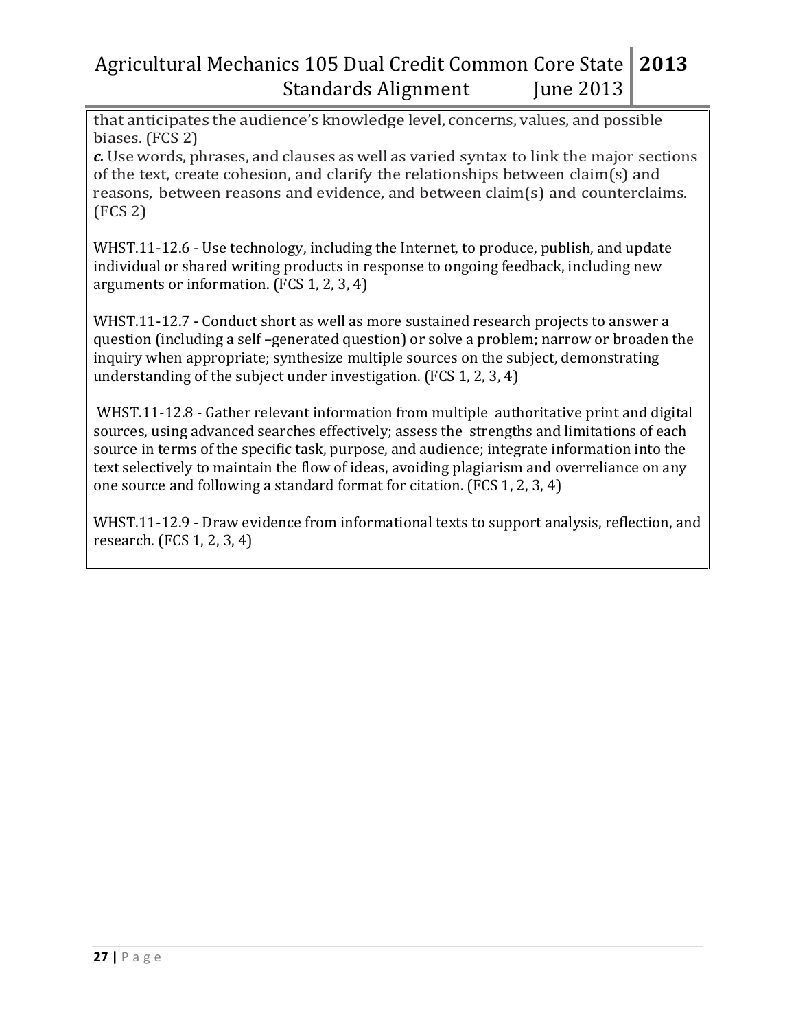that anticipates the audience's knowledge level, concerns, values, and possible biases. (FCS 2)

***c.*** Use words, phrases, and clauses as well as varied syntax to link the major sections of the text, create cohesion, and clarify the relationships between claim(s) and reasons, between reasons and evidence, and between claim(s) and counterclaims. (FCS 2)

WHST.11-12.6 - Use technology, including the Internet, to produce, publish, and update individual or shared writing products in response to ongoing feedback, including new arguments or information. (FCS 1, 2, 3, 4)

WHST.11-12.7 - Conduct short as well as more sustained research projects to answer a question (including a self –generated question) or solve a problem; narrow or broaden the inquiry when appropriate; synthesize multiple sources on the subject, demonstrating understanding of the subject under investigation. (FCS 1, 2, 3, 4)

WHST.11-12.8 - Gather relevant information from multiple authoritative print and digital sources, using advanced searches effectively; assess the strengths and limitations of each source in terms of the specific task, purpose, and audience; integrate information into the text selectively to maintain the flow of ideas, avoiding plagiarism and overreliance on any one source and following a standard format for citation. (FCS 1, 2, 3, 4)

WHST.11-12.9 - Draw evidence from informational texts to support analysis, reflection, and research. (FCS 1, 2, 3, 4)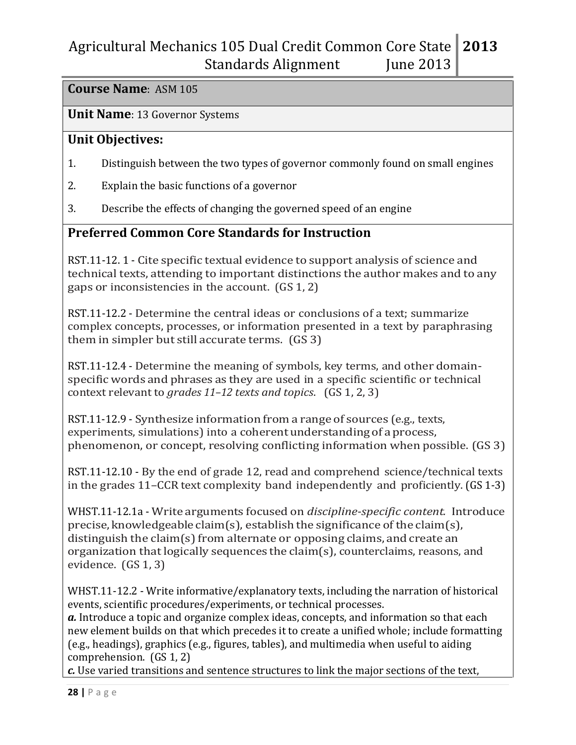**Course Name**: ASM 105

**Unit Name**: 13 Governor Systems

## Unit Objectives:

1. Distinguish between the two types of governor commonly found on small engines
2. Explain the basic functions of a governor
3. Describe the effects of changing the governed speed of an engine

## Preferred Common Core Standards for Instruction

RST.11-12. 1 - Cite specific textual evidence to support analysis of science and technical texts, attending to important distinctions the author makes and to any gaps or inconsistencies in the account. (GS 1, 2)

RST.11-12.2 - Determine the central ideas or conclusions of a text; summarize complex concepts, processes, or information presented in a text by paraphrasing them in simpler but still accurate terms. (GS 3)

RST.11-12.4 - Determine the meaning of symbols, key terms, and other domain-specific words and phrases as they are used in a specific scientific or technical context relevant to *grades 11–12 texts and topics*. (GS 1, 2, 3)

RST.11-12.9 - Synthesize information from a range of sources (e.g., texts, experiments, simulations) into a coherent understanding of a process, phenomenon, or concept, resolving conflicting information when possible. (GS 3)

RST.11-12.10 - By the end of grade 12, read and comprehend science/technical texts in the grades 11–CCR text complexity band independently and proficiently. (GS 1-3)

WHST.11-12.1a - Write arguments focused on *discipline-specific content.* Introduce precise, knowledgeable claim(s), establish the significance of the claim(s), distinguish the claim(s) from alternate or opposing claims, and create an organization that logically sequences the claim(s), counterclaims, reasons, and evidence. (GS 1, 3)

WHST.11-12.2 - Write informative/explanatory texts, including the narration of historical events, scientific procedures/experiments, or technical processes.
***a.*** Introduce a topic and organize complex ideas, concepts, and information so that each new element builds on that which precedes it to create a unified whole; include formatting (e.g., headings), graphics (e.g., figures, tables), and multimedia when useful to aiding comprehension. (GS 1, 2)
***c.*** Use varied transitions and sentence structures to link the major sections of the text,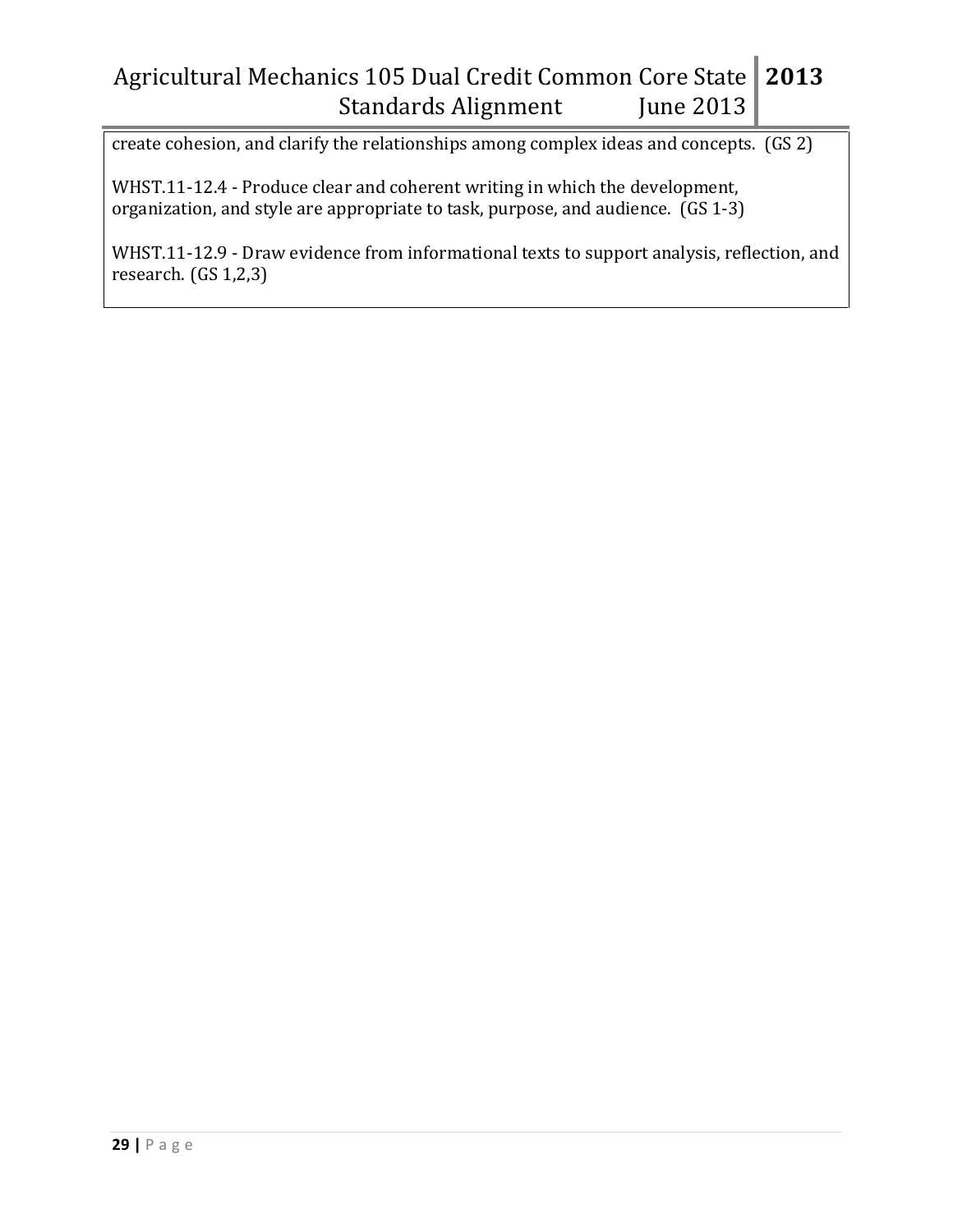create cohesion, and clarify the relationships among complex ideas and concepts. (GS 2)

WHST.11-12.4 - Produce clear and coherent writing in which the development, organization, and style are appropriate to task, purpose, and audience. (GS 1-3)

WHST.11-12.9 - Draw evidence from informational texts to support analysis, reflection, and research. (GS 1,2,3)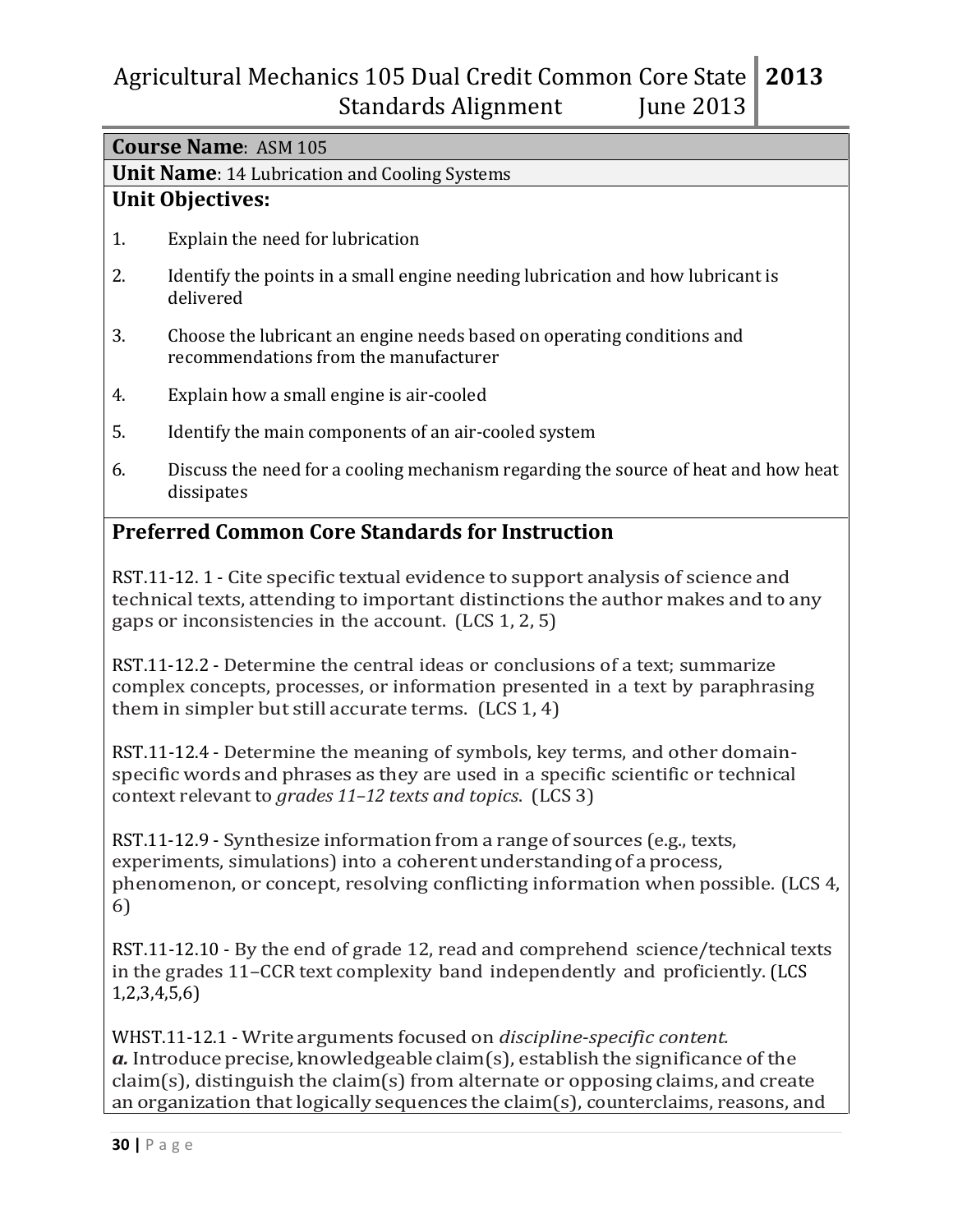**Course Name**: ASM 105

**Unit Name**: 14 Lubrication and Cooling Systems

**Unit Objectives:**

1. Explain the need for lubrication
2. Identify the points in a small engine needing lubrication and how lubricant is delivered
3. Choose the lubricant an engine needs based on operating conditions and recommendations from the manufacturer
4. Explain how a small engine is air-cooled
5. Identify the main components of an air-cooled system
6. Discuss the need for a cooling mechanism regarding the source of heat and how heat dissipates

## Preferred Common Core Standards for Instruction

RST.11-12. 1 - Cite specific textual evidence to support analysis of science and technical texts, attending to important distinctions the author makes and to any gaps or inconsistencies in the account. (LCS 1, 2, 5)

RST.11-12.2 - Determine the central ideas or conclusions of a text; summarize complex concepts, processes, or information presented in a text by paraphrasing them in simpler but still accurate terms. (LCS 1, 4)

RST.11-12.4 - Determine the meaning of symbols, key terms, and other domain-specific words and phrases as they are used in a specific scientific or technical context relevant to *grades 11–12 texts and topics*. (LCS 3)

RST.11-12.9 - Synthesize information from a range of sources (e.g., texts, experiments, simulations) into a coherent understanding of a process, phenomenon, or concept, resolving conflicting information when possible. (LCS 4, 6)

RST.11-12.10 - By the end of grade 12, read and comprehend science/technical texts in the grades 11–CCR text complexity band independently and proficiently. (LCS 1,2,3,4,5,6)

WHST.11-12.1 - Write arguments focused on *discipline-specific content.*
***a.*** Introduce precise, knowledgeable claim(s), establish the significance of the claim(s), distinguish the claim(s) from alternate or opposing claims, and create an organization that logically sequences the claim(s), counterclaims, reasons, and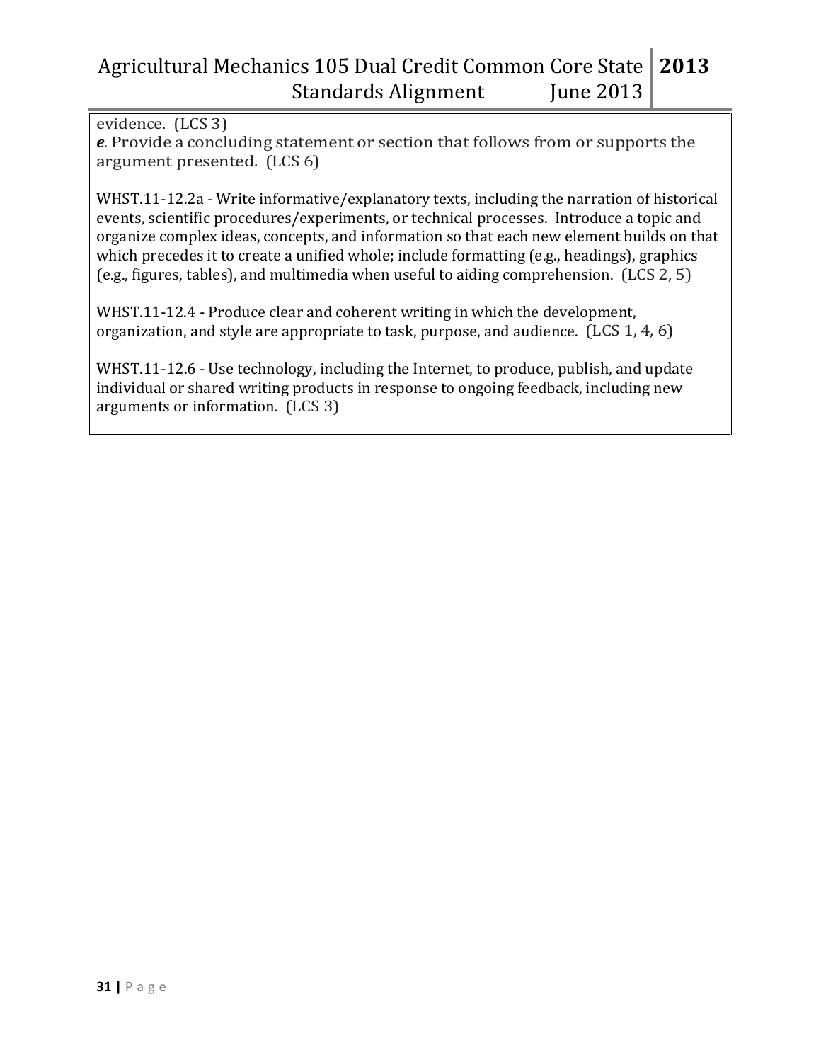evidence. (LCS 3)

***e***. Provide a concluding statement or section that follows from or supports the argument presented. (LCS 6)

WHST.11-12.2a - Write informative/explanatory texts, including the narration of historical events, scientific procedures/experiments, or technical processes. Introduce a topic and organize complex ideas, concepts, and information so that each new element builds on that which precedes it to create a unified whole; include formatting (e.g., headings), graphics (e.g., figures, tables), and multimedia when useful to aiding comprehension. (LCS 2, 5)

WHST.11-12.4 - Produce clear and coherent writing in which the development, organization, and style are appropriate to task, purpose, and audience. (LCS 1, 4, 6)

WHST.11-12.6 - Use technology, including the Internet, to produce, publish, and update individual or shared writing products in response to ongoing feedback, including new arguments or information. (LCS 3)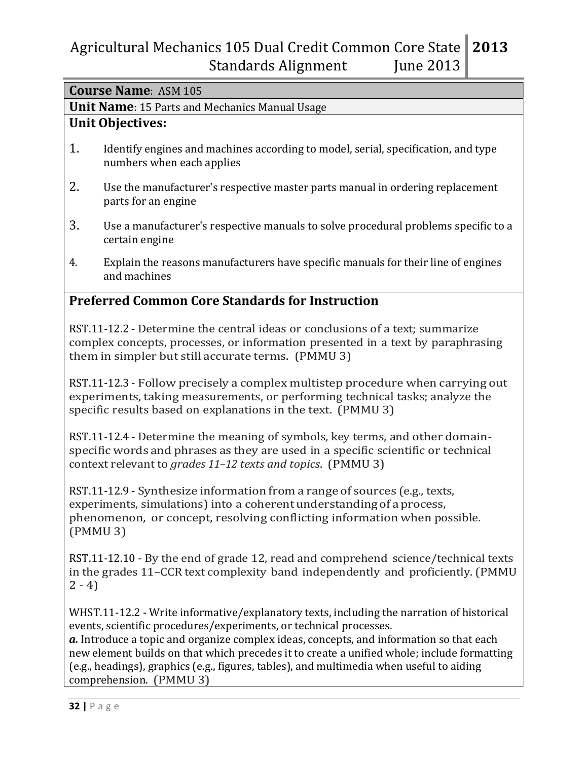**Course Name**: ASM 105

**Unit Name**: 15 Parts and Mechanics Manual Usage

**Unit Objectives:**

1. Identify engines and machines according to model, serial, specification, and type numbers when each applies
2. Use the manufacturer's respective master parts manual in ordering replacement parts for an engine
3. Use a manufacturer's respective manuals to solve procedural problems specific to a certain engine
4. Explain the reasons manufacturers have specific manuals for their line of engines and machines

## Preferred Common Core Standards for Instruction

RST.11-12.2 - Determine the central ideas or conclusions of a text; summarize complex concepts, processes, or information presented in a text by paraphrasing them in simpler but still accurate terms. (PMMU 3)

RST.11-12.3 - Follow precisely a complex multistep procedure when carrying out experiments, taking measurements, or performing technical tasks; analyze the specific results based on explanations in the text. (PMMU 3)

RST.11-12.4 - Determine the meaning of symbols, key terms, and other domain-specific words and phrases as they are used in a specific scientific or technical context relevant to *grades 11–12 texts and topics*. (PMMU 3)

RST.11-12.9 - Synthesize information from a range of sources (e.g., texts, experiments, simulations) into a coherent understanding of a process, phenomenon, or concept, resolving conflicting information when possible. (PMMU 3)

RST.11-12.10 - By the end of grade 12, read and comprehend science/technical texts in the grades 11–CCR text complexity band independently and proficiently. (PMMU 2 - 4)

WHST.11-12.2 - Write informative/explanatory texts, including the narration of historical events, scientific procedures/experiments, or technical processes.
***a.*** Introduce a topic and organize complex ideas, concepts, and information so that each new element builds on that which precedes it to create a unified whole; include formatting (e.g., headings), graphics (e.g., figures, tables), and multimedia when useful to aiding comprehension. (PMMU 3)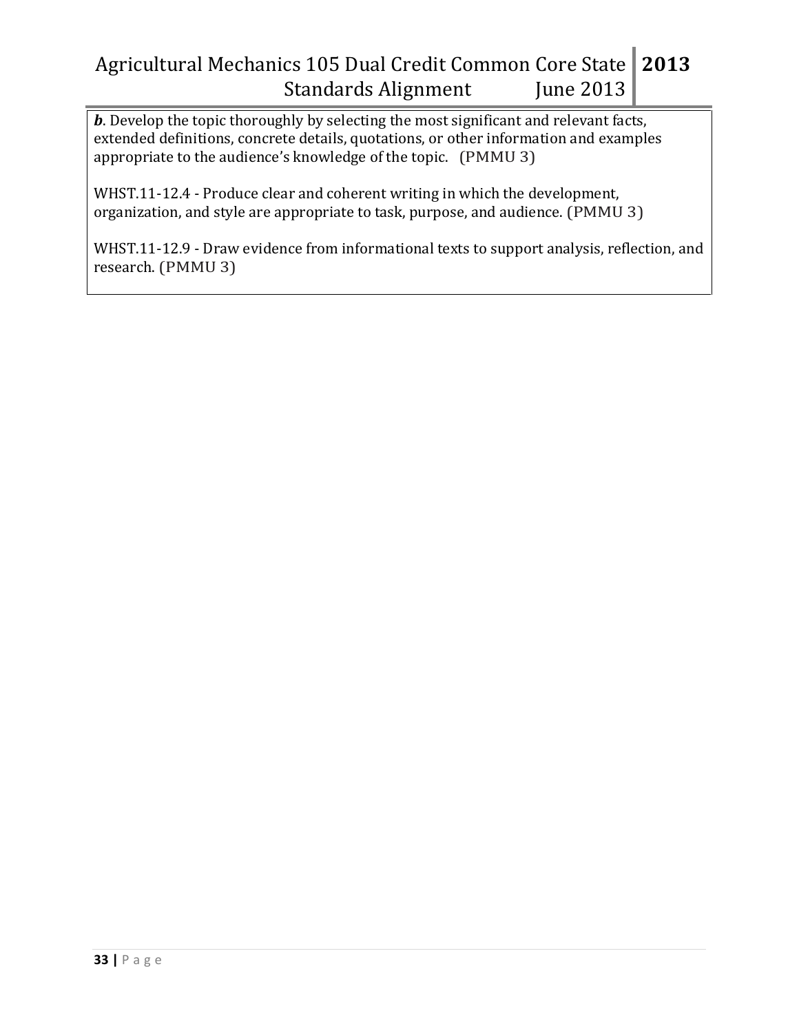***b***. Develop the topic thoroughly by selecting the most significant and relevant facts, extended definitions, concrete details, quotations, or other information and examples appropriate to the audience's knowledge of the topic. (PMMU 3)

WHST.11-12.4 - Produce clear and coherent writing in which the development, organization, and style are appropriate to task, purpose, and audience. (PMMU 3)

WHST.11-12.9 - Draw evidence from informational texts to support analysis, reflection, and research. (PMMU 3)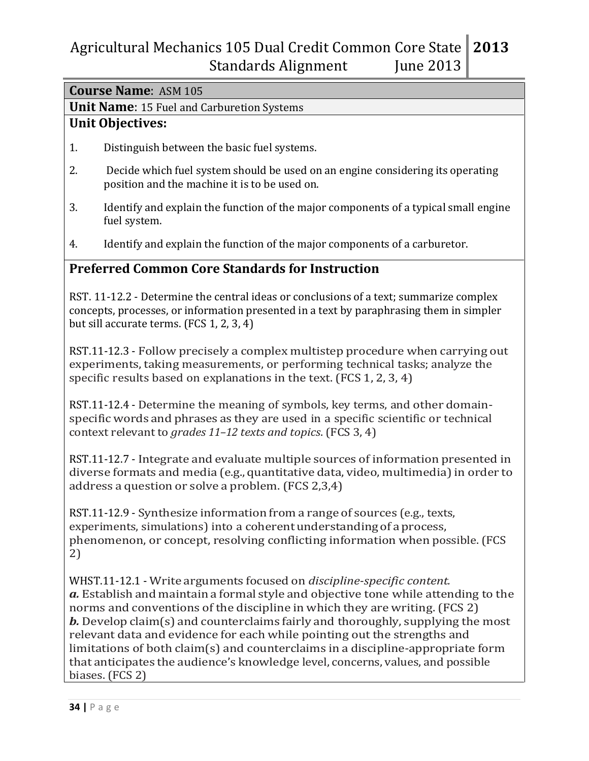**Course Name**: ASM 105

**Unit Name**: 15 Fuel and Carburetion Systems

## Unit Objectives:

1. Distinguish between the basic fuel systems.
2. Decide which fuel system should be used on an engine considering its operating position and the machine it is to be used on.
3. Identify and explain the function of the major components of a typical small engine fuel system.
4. Identify and explain the function of the major components of a carburetor.

## Preferred Common Core Standards for Instruction

RST. 11-12.2 - Determine the central ideas or conclusions of a text; summarize complex concepts, processes, or information presented in a text by paraphrasing them in simpler but sill accurate terms. (FCS 1, 2, 3, 4)

RST.11-12.3 - Follow precisely a complex multistep procedure when carrying out experiments, taking measurements, or performing technical tasks; analyze the specific results based on explanations in the text. (FCS 1, 2, 3, 4)

RST.11-12.4 - Determine the meaning of symbols, key terms, and other domain-specific words and phrases as they are used in a specific scientific or technical context relevant to *grades 11–12 texts and topics*. (FCS 3, 4)

RST.11-12.7 - Integrate and evaluate multiple sources of information presented in diverse formats and media (e.g., quantitative data, video, multimedia) in order to address a question or solve a problem. (FCS 2,3,4)

RST.11-12.9 - Synthesize information from a range of sources (e.g., texts, experiments, simulations) into a coherent understanding of a process, phenomenon, or concept, resolving conflicting information when possible. (FCS 2)

WHST.11-12.1 - Write arguments focused on *discipline-specific content.*
***a.*** Establish and maintain a formal style and objective tone while attending to the norms and conventions of the discipline in which they are writing. (FCS 2)
***b.*** Develop claim(s) and counterclaims fairly and thoroughly, supplying the most relevant data and evidence for each while pointing out the strengths and limitations of both claim(s) and counterclaims in a discipline-appropriate form that anticipates the audience's knowledge level, concerns, values, and possible biases. (FCS 2)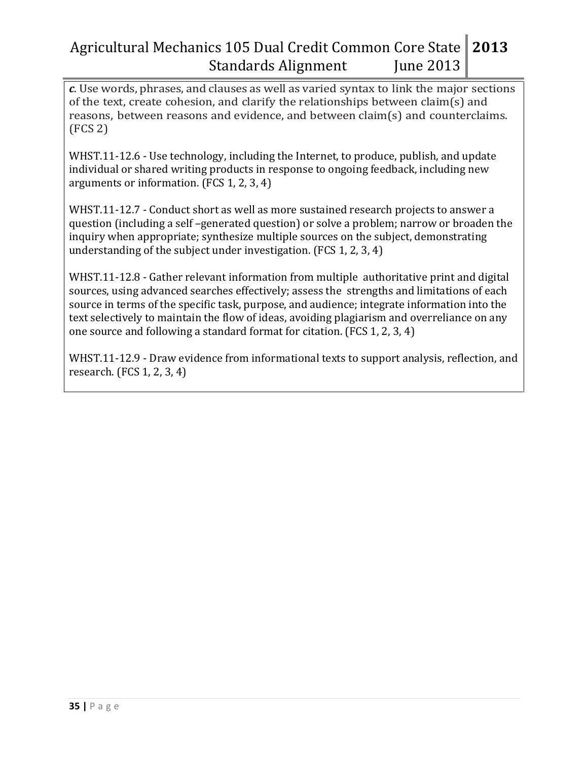***c***. Use words, phrases, and clauses as well as varied syntax to link the major sections of the text, create cohesion, and clarify the relationships between claim(s) and reasons, between reasons and evidence, and between claim(s) and counterclaims. (FCS 2)

WHST.11-12.6 - Use technology, including the Internet, to produce, publish, and update individual or shared writing products in response to ongoing feedback, including new arguments or information. (FCS 1, 2, 3, 4)

WHST.11-12.7 - Conduct short as well as more sustained research projects to answer a question (including a self –generated question) or solve a problem; narrow or broaden the inquiry when appropriate; synthesize multiple sources on the subject, demonstrating understanding of the subject under investigation. (FCS 1, 2, 3, 4)

WHST.11-12.8 - Gather relevant information from multiple authoritative print and digital sources, using advanced searches effectively; assess the strengths and limitations of each source in terms of the specific task, purpose, and audience; integrate information into the text selectively to maintain the flow of ideas, avoiding plagiarism and overreliance on any one source and following a standard format for citation. (FCS 1, 2, 3, 4)

WHST.11-12.9 - Draw evidence from informational texts to support analysis, reflection, and research. (FCS 1, 2, 3, 4)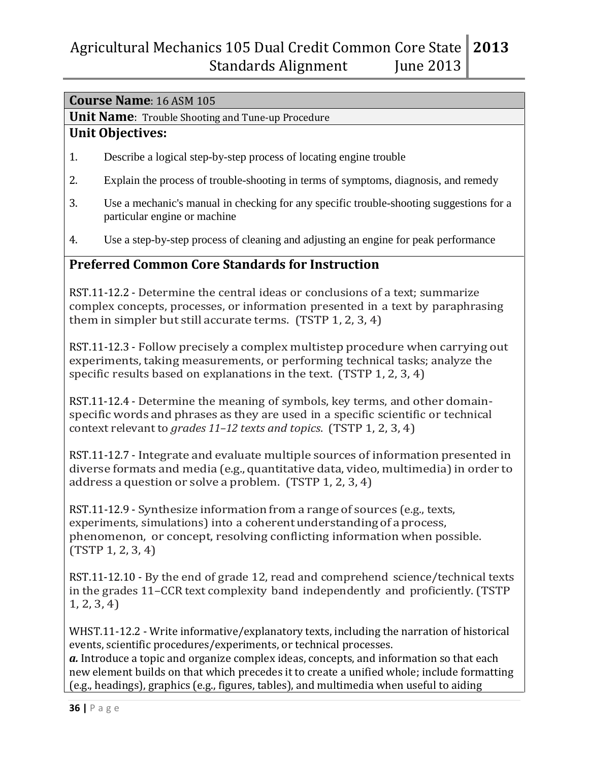**Course Name**: 16 ASM 105

**Unit Name**: Trouble Shooting and Tune-up Procedure

**Unit Objectives:**

1. Describe a logical step-by-step process of locating engine trouble
2. Explain the process of trouble-shooting in terms of symptoms, diagnosis, and remedy
3. Use a mechanic's manual in checking for any specific trouble-shooting suggestions for a particular engine or machine
4. Use a step-by-step process of cleaning and adjusting an engine for peak performance

## Preferred Common Core Standards for Instruction

RST.11-12.2 - Determine the central ideas or conclusions of a text; summarize complex concepts, processes, or information presented in a text by paraphrasing them in simpler but still accurate terms. (TSTP 1, 2, 3, 4)

RST.11-12.3 - Follow precisely a complex multistep procedure when carrying out experiments, taking measurements, or performing technical tasks; analyze the specific results based on explanations in the text. (TSTP 1, 2, 3, 4)

RST.11-12.4 - Determine the meaning of symbols, key terms, and other domain-specific words and phrases as they are used in a specific scientific or technical context relevant to *grades 11–12 texts and topics*. (TSTP 1, 2, 3, 4)

RST.11-12.7 - Integrate and evaluate multiple sources of information presented in diverse formats and media (e.g., quantitative data, video, multimedia) in order to address a question or solve a problem. (TSTP 1, 2, 3, 4)

RST.11-12.9 - Synthesize information from a range of sources (e.g., texts, experiments, simulations) into a coherent understanding of a process, phenomenon, or concept, resolving conflicting information when possible. (TSTP 1, 2, 3, 4)

RST.11-12.10 - By the end of grade 12, read and comprehend science/technical texts in the grades 11–CCR text complexity band independently and proficiently. (TSTP 1, 2, 3, 4)

WHST.11-12.2 - Write informative/explanatory texts, including the narration of historical events, scientific procedures/experiments, or technical processes.
***a.*** Introduce a topic and organize complex ideas, concepts, and information so that each new element builds on that which precedes it to create a unified whole; include formatting (e.g., headings), graphics (e.g., figures, tables), and multimedia when useful to aiding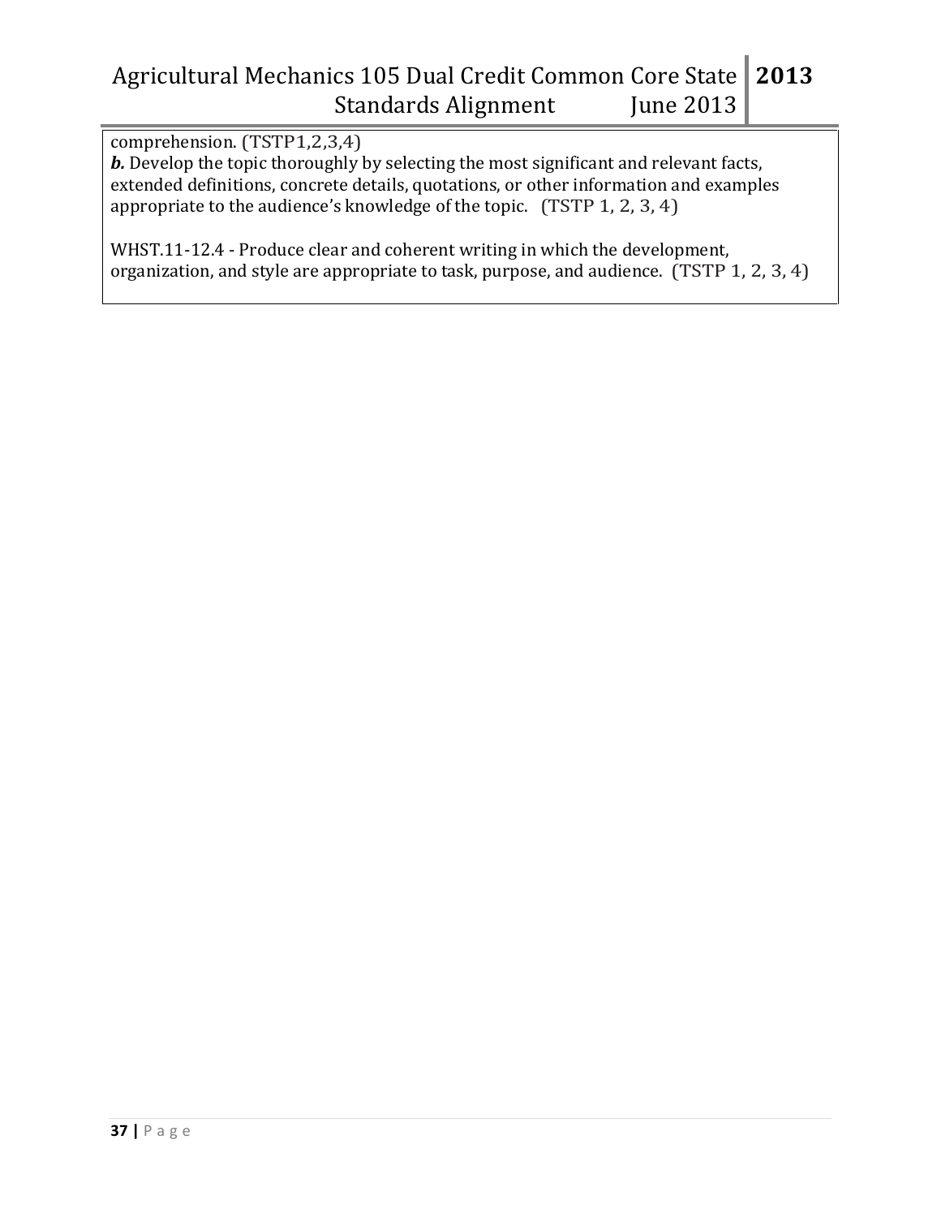comprehension. (TSTP1,2,3,4)

***b.*** Develop the topic thoroughly by selecting the most significant and relevant facts, extended definitions, concrete details, quotations, or other information and examples appropriate to the audience's knowledge of the topic. (TSTP 1, 2, 3, 4)

WHST.11-12.4 - Produce clear and coherent writing in which the development, organization, and style are appropriate to task, purpose, and audience. (TSTP 1, 2, 3, 4)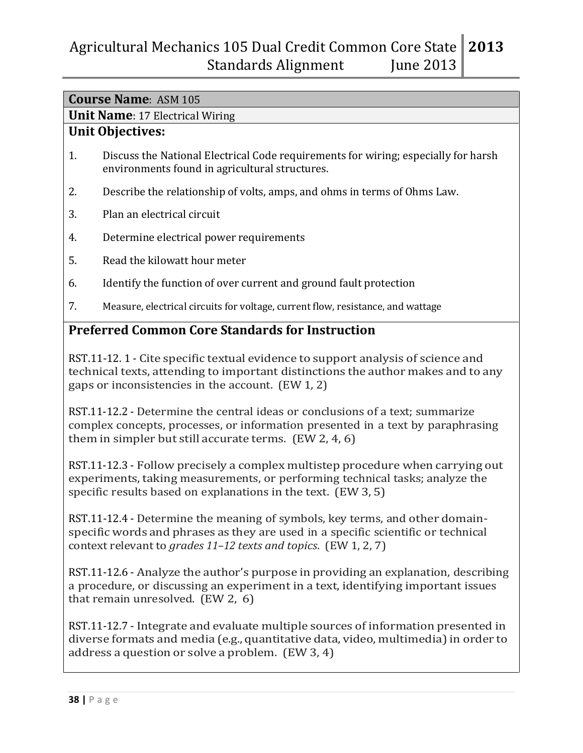**Course Name**: ASM 105

**Unit Name**: 17 Electrical Wiring

**Unit Objectives:**

1. Discuss the National Electrical Code requirements for wiring; especially for harsh environments found in agricultural structures.
2. Describe the relationship of volts, amps, and ohms in terms of Ohms Law.
3. Plan an electrical circuit
4. Determine electrical power requirements
5. Read the kilowatt hour meter
6. Identify the function of over current and ground fault protection
7. Measure, electrical circuits for voltage, current flow, resistance, and wattage

## Preferred Common Core Standards for Instruction

RST.11-12. 1 - Cite specific textual evidence to support analysis of science and technical texts, attending to important distinctions the author makes and to any gaps or inconsistencies in the account. (EW 1, 2)

RST.11-12.2 - Determine the central ideas or conclusions of a text; summarize complex concepts, processes, or information presented in a text by paraphrasing them in simpler but still accurate terms. (EW 2, 4, 6)

RST.11-12.3 - Follow precisely a complex multistep procedure when carrying out experiments, taking measurements, or performing technical tasks; analyze the specific results based on explanations in the text. (EW 3, 5)

RST.11-12.4 - Determine the meaning of symbols, key terms, and other domain-specific words and phrases as they are used in a specific scientific or technical context relevant to *grades 11–12 texts and topics*. (EW 1, 2, 7)

RST.11-12.6 - Analyze the author's purpose in providing an explanation, describing a procedure, or discussing an experiment in a text, identifying important issues that remain unresolved. (EW 2, 6)

RST.11-12.7 - Integrate and evaluate multiple sources of information presented in diverse formats and media (e.g., quantitative data, video, multimedia) in order to address a question or solve a problem. (EW 3, 4)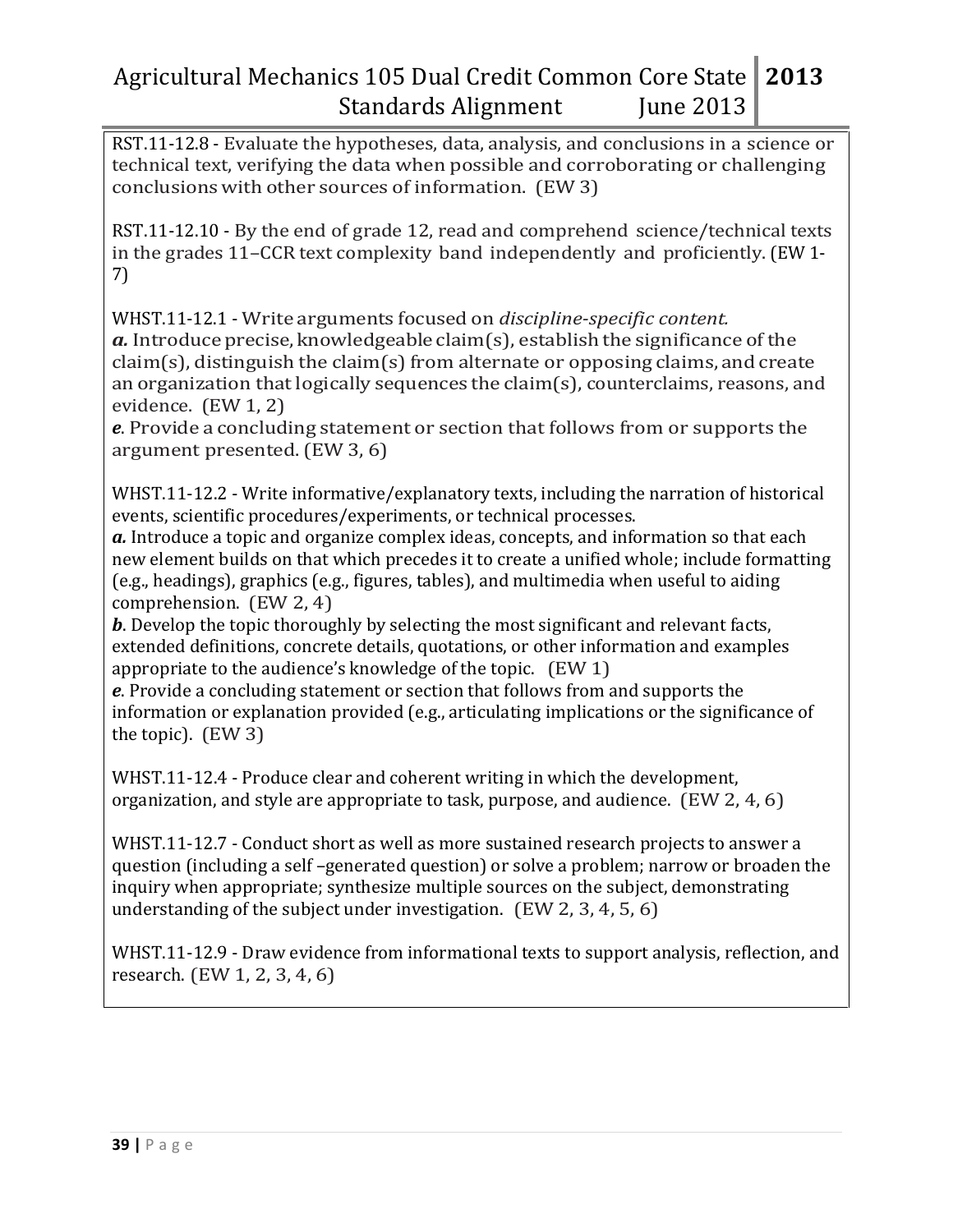RST.11-12.8 - Evaluate the hypotheses, data, analysis, and conclusions in a science or technical text, verifying the data when possible and corroborating or challenging conclusions with other sources of information. (EW 3)

RST.11-12.10 - By the end of grade 12, read and comprehend science/technical texts in the grades 11–CCR text complexity band independently and proficiently. (EW 1-7)

WHST.11-12.1 - Write arguments focused on *discipline-specific content.*
***a.*** Introduce precise, knowledgeable claim(s), establish the significance of the claim(s), distinguish the claim(s) from alternate or opposing claims, and create an organization that logically sequences the claim(s), counterclaims, reasons, and evidence. (EW 1, 2)
***e***. Provide a concluding statement or section that follows from or supports the argument presented. (EW 3, 6)

WHST.11-12.2 - Write informative/explanatory texts, including the narration of historical events, scientific procedures/experiments, or technical processes.
***a.*** Introduce a topic and organize complex ideas, concepts, and information so that each new element builds on that which precedes it to create a unified whole; include formatting (e.g., headings), graphics (e.g., figures, tables), and multimedia when useful to aiding comprehension. (EW 2, 4)
***b***. Develop the topic thoroughly by selecting the most significant and relevant facts, extended definitions, concrete details, quotations, or other information and examples appropriate to the audience's knowledge of the topic. (EW 1)
***e***. Provide a concluding statement or section that follows from and supports the information or explanation provided (e.g., articulating implications or the significance of the topic). (EW 3)

WHST.11-12.4 - Produce clear and coherent writing in which the development, organization, and style are appropriate to task, purpose, and audience. (EW 2, 4, 6)

WHST.11-12.7 - Conduct short as well as more sustained research projects to answer a question (including a self –generated question) or solve a problem; narrow or broaden the inquiry when appropriate; synthesize multiple sources on the subject, demonstrating understanding of the subject under investigation. (EW 2, 3, 4, 5, 6)

WHST.11-12.9 - Draw evidence from informational texts to support analysis, reflection, and research. (EW 1, 2, 3, 4, 6)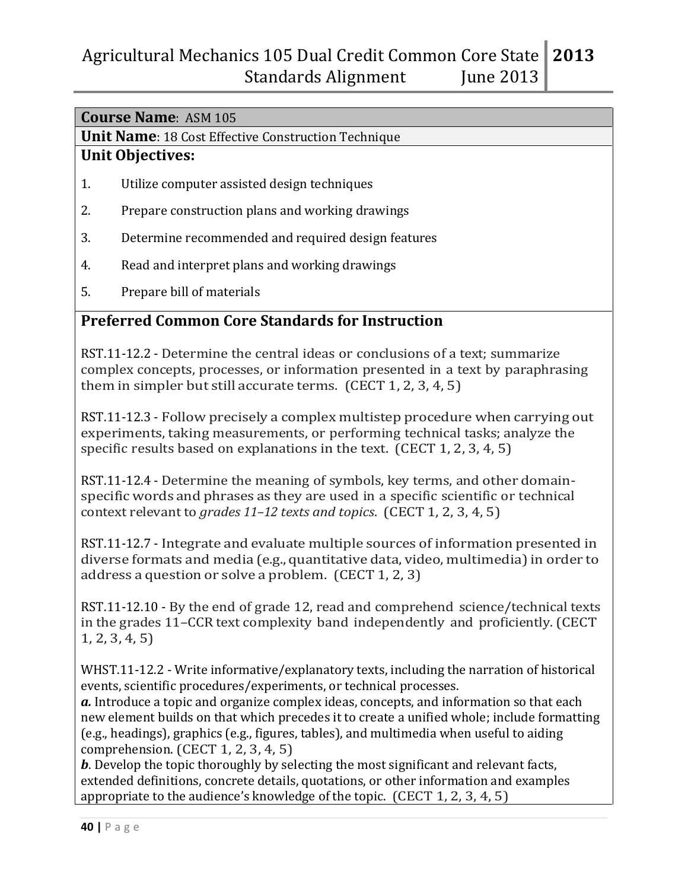**Course Name**: ASM 105

**Unit Name**: 18 Cost Effective Construction Technique

**Unit Objectives:**

1. Utilize computer assisted design techniques
2. Prepare construction plans and working drawings
3. Determine recommended and required design features
4. Read and interpret plans and working drawings
5. Prepare bill of materials

## Preferred Common Core Standards for Instruction

RST.11-12.2 - Determine the central ideas or conclusions of a text; summarize complex concepts, processes, or information presented in a text by paraphrasing them in simpler but still accurate terms. (CECT 1, 2, 3, 4, 5)

RST.11-12.3 - Follow precisely a complex multistep procedure when carrying out experiments, taking measurements, or performing technical tasks; analyze the specific results based on explanations in the text. (CECT 1, 2, 3, 4, 5)

RST.11-12.4 - Determine the meaning of symbols, key terms, and other domain-specific words and phrases as they are used in a specific scientific or technical context relevant to *grades 11–12 texts and topics*. (CECT 1, 2, 3, 4, 5)

RST.11-12.7 - Integrate and evaluate multiple sources of information presented in diverse formats and media (e.g., quantitative data, video, multimedia) in order to address a question or solve a problem. (CECT 1, 2, 3)

RST.11-12.10 - By the end of grade 12, read and comprehend science/technical texts in the grades 11–CCR text complexity band independently and proficiently. (CECT 1, 2, 3, 4, 5)

WHST.11-12.2 - Write informative/explanatory texts, including the narration of historical events, scientific procedures/experiments, or technical processes.
***a.*** Introduce a topic and organize complex ideas, concepts, and information so that each new element builds on that which precedes it to create a unified whole; include formatting (e.g., headings), graphics (e.g., figures, tables), and multimedia when useful to aiding comprehension. (CECT 1, 2, 3, 4, 5)
***b***. Develop the topic thoroughly by selecting the most significant and relevant facts, extended definitions, concrete details, quotations, or other information and examples appropriate to the audience's knowledge of the topic. (CECT 1, 2, 3, 4, 5)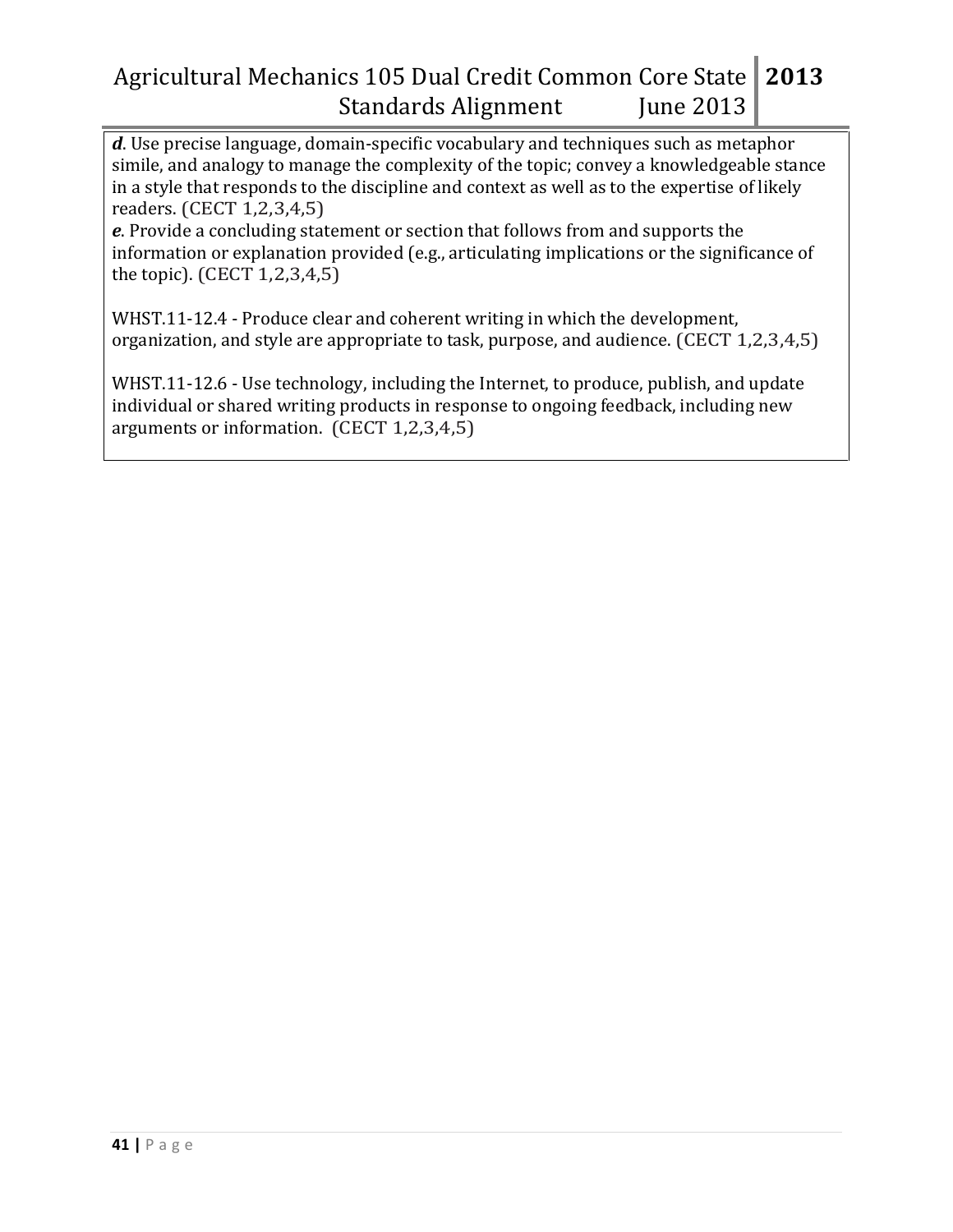***d***. Use precise language, domain-specific vocabulary and techniques such as metaphor simile, and analogy to manage the complexity of the topic; convey a knowledgeable stance in a style that responds to the discipline and context as well as to the expertise of likely readers. (CECT 1,2,3,4,5)
***e***. Provide a concluding statement or section that follows from and supports the information or explanation provided (e.g., articulating implications or the significance of the topic). (CECT 1,2,3,4,5)

WHST.11-12.4 - Produce clear and coherent writing in which the development, organization, and style are appropriate to task, purpose, and audience. (CECT 1,2,3,4,5)

WHST.11-12.6 - Use technology, including the Internet, to produce, publish, and update individual or shared writing products in response to ongoing feedback, including new arguments or information. (CECT 1,2,3,4,5)